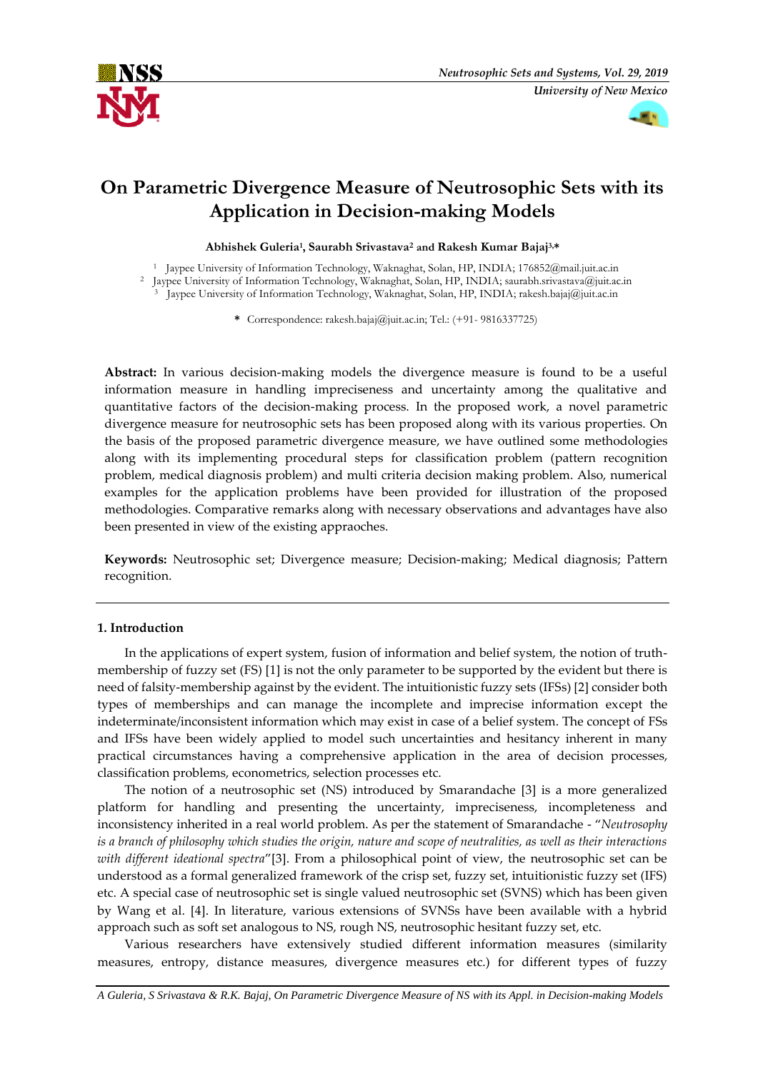# On Parametric Divergence Measure of Neutrosophic Sets with its Application in Decision-making Models

**Abhishek Guleria[1], Saurabh Srivastava[2] and Rakesh Kumar Bajaj[3,*]**

[1] Jaypee University of Information Technology, Waknaghat, Solan, HP, INDIA; 176852@mail.juit.ac.in
[2] Jaypee University of Information Technology, Waknaghat, Solan, HP, INDIA; saurabh.srivastava@juit.ac.in
[3] Jaypee University of Information Technology, Waknaghat, Solan, HP, INDIA; rakesh.bajaj@juit.ac.in

\* Correspondence: rakesh.bajaj@juit.ac.in; Tel.: (+91- 9816337725)

**Abstract:** In various decision-making models the divergence measure is found to be a useful information measure in handling impreciseness and uncertainty among the qualitative and quantitative factors of the decision-making process. In the proposed work, a novel parametric divergence measure for neutrosophic sets has been proposed along with its various properties. On the basis of the proposed parametric divergence measure, we have outlined some methodologies along with its implementing procedural steps for classification problem (pattern recognition problem, medical diagnosis problem) and multi criteria decision making problem. Also, numerical examples for the application problems have been provided for illustration of the proposed methodologies. Comparative remarks along with necessary observations and advantages have also been presented in view of the existing appraoches.

**Keywords:** Neutrosophic set; Divergence measure; Decision-making; Medical diagnosis; Pattern recognition.

## 1. Introduction

In the applications of expert system, fusion of information and belief system, the notion of truth-membership of fuzzy set (FS) [1] is not the only parameter to be supported by the evident but there is need of falsity-membership against by the evident. The intuitionistic fuzzy sets (IFSs) [2] consider both types of memberships and can manage the incomplete and imprecise information except the indeterminate/inconsistent information which may exist in case of a belief system. The concept of FSs and IFSs have been widely applied to model such uncertainties and hesitancy inherent in many practical circumstances having a comprehensive application in the area of decision processes, classification problems, econometrics, selection processes etc.

The notion of a neutrosophic set (NS) introduced by Smarandache [3] is a more generalized platform for handling and presenting the uncertainty, impreciseness, incompleteness and inconsistency inherited in a real world problem. As per the statement of Smarandache - "*Neutrosophy is a branch of philosophy which studies the origin, nature and scope of neutralities, as well as their interactions with different ideational spectra*"[3]. From a philosophical point of view, the neutrosophic set can be understood as a formal generalized framework of the crisp set, fuzzy set, intuitionistic fuzzy set (IFS) etc. A special case of neutrosophic set is single valued neutrosophic set (SVNS) which has been given by Wang et al. [4]. In literature, various extensions of SVNSs have been available with a hybrid approach such as soft set analogous to NS, rough NS, neutrosophic hesitant fuzzy set, etc.

Various researchers have extensively studied different information measures (similarity measures, entropy, distance measures, divergence measures etc.) for different types of fuzzy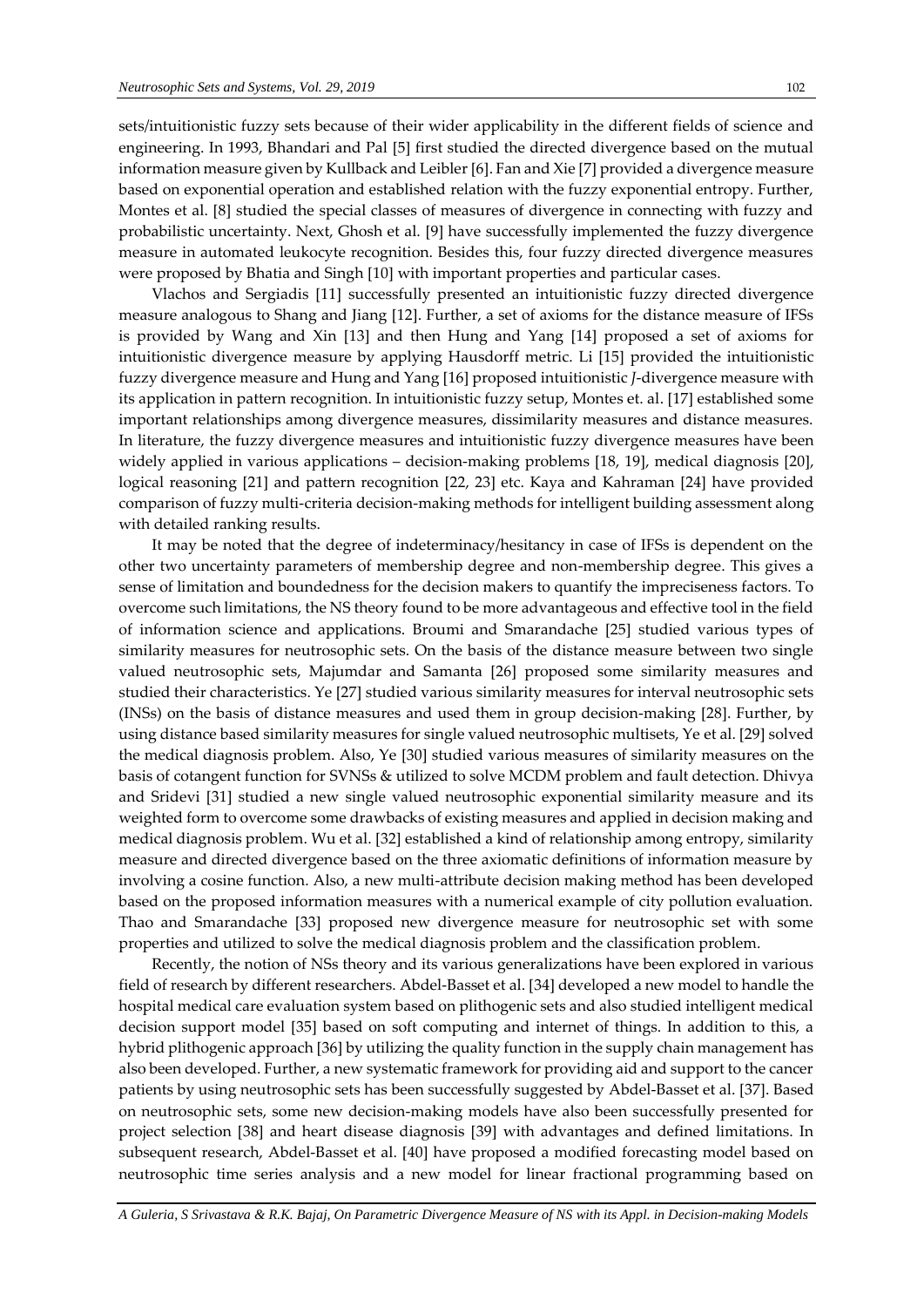sets/intuitionistic fuzzy sets because of their wider applicability in the different fields of science and engineering. In 1993, Bhandari and Pal [5] first studied the directed divergence based on the mutual information measure given by Kullback and Leibler [6]. Fan and Xie [7] provided a divergence measure based on exponential operation and established relation with the fuzzy exponential entropy. Further, Montes et al. [8] studied the special classes of measures of divergence in connecting with fuzzy and probabilistic uncertainty. Next, Ghosh et al. [9] have successfully implemented the fuzzy divergence measure in automated leukocyte recognition. Besides this, four fuzzy directed divergence measures were proposed by Bhatia and Singh [10] with important properties and particular cases.

Vlachos and Sergiadis [11] successfully presented an intuitionistic fuzzy directed divergence measure analogous to Shang and Jiang [12]. Further, a set of axioms for the distance measure of IFSs is provided by Wang and Xin [13] and then Hung and Yang [14] proposed a set of axioms for intuitionistic divergence measure by applying Hausdorff metric. Li [15] provided the intuitionistic fuzzy divergence measure and Hung and Yang [16] proposed intuitionistic *J*-divergence measure with its application in pattern recognition. In intuitionistic fuzzy setup, Montes et. al. [17] established some important relationships among divergence measures, dissimilarity measures and distance measures. In literature, the fuzzy divergence measures and intuitionistic fuzzy divergence measures have been widely applied in various applications – decision-making problems [18, 19], medical diagnosis [20], logical reasoning [21] and pattern recognition [22, 23] etc. Kaya and Kahraman [24] have provided comparison of fuzzy multi-criteria decision-making methods for intelligent building assessment along with detailed ranking results.

It may be noted that the degree of indeterminacy/hesitancy in case of IFSs is dependent on the other two uncertainty parameters of membership degree and non-membership degree. This gives a sense of limitation and boundedness for the decision makers to quantify the impreciseness factors. To overcome such limitations, the NS theory found to be more advantageous and effective tool in the field of information science and applications. Broumi and Smarandache [25] studied various types of similarity measures for neutrosophic sets. On the basis of the distance measure between two single valued neutrosophic sets, Majumdar and Samanta [26] proposed some similarity measures and studied their characteristics. Ye [27] studied various similarity measures for interval neutrosophic sets (INSs) on the basis of distance measures and used them in group decision-making [28]. Further, by using distance based similarity measures for single valued neutrosophic multisets, Ye et al. [29] solved the medical diagnosis problem. Also, Ye [30] studied various measures of similarity measures on the basis of cotangent function for SVNSs & utilized to solve MCDM problem and fault detection. Dhivya and Sridevi [31] studied a new single valued neutrosophic exponential similarity measure and its weighted form to overcome some drawbacks of existing measures and applied in decision making and medical diagnosis problem. Wu et al. [32] established a kind of relationship among entropy, similarity measure and directed divergence based on the three axiomatic definitions of information measure by involving a cosine function. Also, a new multi-attribute decision making method has been developed based on the proposed information measures with a numerical example of city pollution evaluation. Thao and Smarandache [33] proposed new divergence measure for neutrosophic set with some properties and utilized to solve the medical diagnosis problem and the classification problem.

Recently, the notion of NSs theory and its various generalizations have been explored in various field of research by different researchers. Abdel-Basset et al. [34] developed a new model to handle the hospital medical care evaluation system based on plithogenic sets and also studied intelligent medical decision support model [35] based on soft computing and internet of things. In addition to this, a hybrid plithogenic approach [36] by utilizing the quality function in the supply chain management has also been developed. Further, a new systematic framework for providing aid and support to the cancer patients by using neutrosophic sets has been successfully suggested by Abdel-Basset et al. [37]. Based on neutrosophic sets, some new decision-making models have also been successfully presented for project selection [38] and heart disease diagnosis [39] with advantages and defined limitations. In subsequent research, Abdel-Basset et al. [40] have proposed a modified forecasting model based on neutrosophic time series analysis and a new model for linear fractional programming based on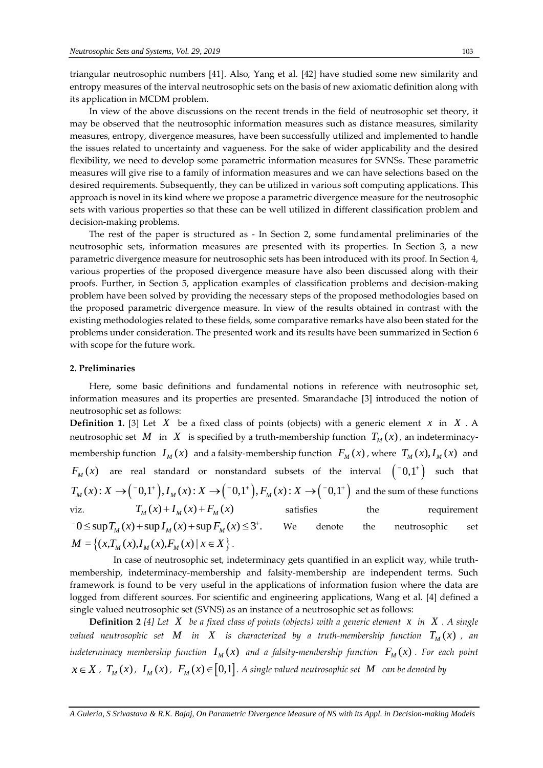triangular neutrosophic numbers [41]. Also, Yang et al. [42] have studied some new similarity and entropy measures of the interval neutrosophic sets on the basis of new axiomatic definition along with its application in MCDM problem.

In view of the above discussions on the recent trends in the field of neutrosophic set theory, it may be observed that the neutrosophic information measures such as distance measures, similarity measures, entropy, divergence measures, have been successfully utilized and implemented to handle the issues related to uncertainty and vagueness. For the sake of wider applicability and the desired flexibility, we need to develop some parametric information measures for SVNSs. These parametric measures will give rise to a family of information measures and we can have selections based on the desired requirements. Subsequently, they can be utilized in various soft computing applications. This approach is novel in its kind where we propose a parametric divergence measure for the neutrosophic sets with various properties so that these can be well utilized in different classification problem and decision-making problems.

The rest of the paper is structured as - In Section 2, some fundamental preliminaries of the neutrosophic sets, information measures are presented with its properties. In Section 3, a new parametric divergence measure for neutrosophic sets has been introduced with its proof. In Section 4, various properties of the proposed divergence measure have also been discussed along with their proofs. Further, in Section 5, application examples of classification problems and decision-making problem have been solved by providing the necessary steps of the proposed methodologies based on the proposed parametric divergence measure. In view of the results obtained in contrast with the existing methodologies related to these fields, some comparative remarks have also been stated for the problems under consideration. The presented work and its results have been summarized in Section 6 with scope for the future work.

## 2. Preliminaries

Here, some basic definitions and fundamental notions in reference with neutrosophic set, information measures and its properties are presented. Smarandache [3] introduced the notion of neutrosophic set as follows:

**Definition 1.** [3] Let $X$ be a fixed class of points (objects) with a generic element $x$ in $X$. A neutrosophic set $M$ in $X$ is specified by a truth-membership function $T_M(x)$, an indeterminacy-membership function $I_M(x)$ and a falsity-membership function $F_M(x)$, where $T_M(x), I_M(x)$ and $F_M(x)$ are real standard or nonstandard subsets of the interval $\left(^-0,1^+\right)$ such that $T_M(x): X \to \left(^-0,1^+\right), I_M(x): X \to \left(^-0,1^+\right), F_M(x): X \to \left(^-0,1^+\right)$ and the sum of these functions viz. $T_M(x)+I_M(x)+F_M(x)$ satisfies the requirement $^-0 \leq \sup T_M(x) + \sup I_M(x) + \sup F_M(x) \leq 3^+.$ We denote the neutrosophic set $M = \left\{(x, T_M(x), I_M(x), F_M(x) \mid x \in X\right\}$.

In case of neutrosophic set, indeterminacy gets quantified in an explicit way, while truth-membership, indeterminacy-membership and falsity-membership are independent terms. Such framework is found to be very useful in the applications of information fusion where the data are logged from different sources. For scientific and engineering applications, Wang et al. [4] defined a single valued neutrosophic set (SVNS) as an instance of a neutrosophic set as follows:

**Definition 2** *[4] Let $X$ be a fixed class of points (objects) with a generic element $x$ in $X$. A single valued neutrosophic set $M$ in $X$ is characterized by a truth-membership function $T_M(x)$, an indeterminacy membership function $I_M(x)$ and a falsity-membership function $F_M(x)$. For each point $x \in X$, $T_M(x)$, $I_M(x)$, $F_M(x) \in [0,1]$. A single valued neutrosophic set $M$ can be denoted by*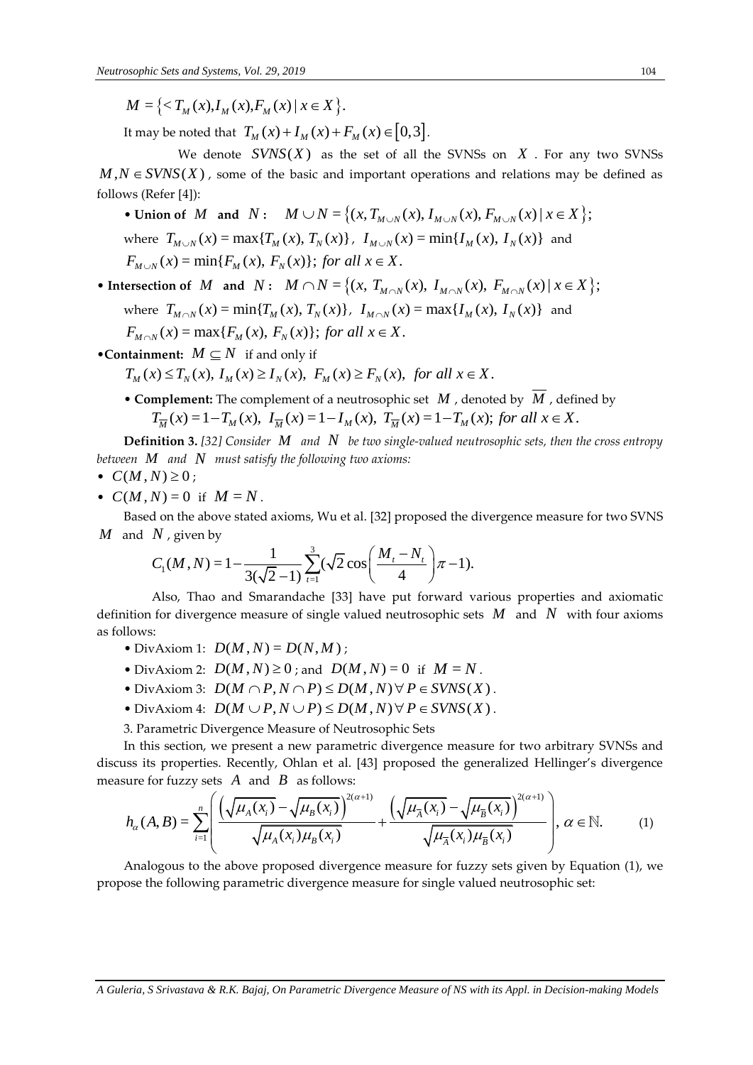$M = \{< T_M(x), I_M(x), F_M(x) \mid x \in X\}.$

It may be noted that $T_M(x) + I_M(x) + F_M(x) \in [0,3]$.

We denote $SVNS(X)$ as the set of all the SVNSs on $X$. For any two SVNSs $M, N \in SVNS(X)$, some of the basic and important operations and relations may be defined as follows (Refer [4]):

- **Union of $M$ and $N$:** $M \cup N = \{(x, T_{M\cup N}(x), I_{M\cup N}(x), F_{M\cup N}(x) \mid x \in X\}$;
  where $T_{M\cup N}(x) = \max\{T_M(x), T_N(x)\}$, $I_{M\cup N}(x) = \min\{I_M(x), I_N(x)\}$ and $F_{M\cup N}(x) = \min\{F_M(x), F_N(x)\}$; *for all* $x \in X$.
- **Intersection of $M$ and $N$:** $M \cap N = \{(x, T_{M\cap N}(x), I_{M\cap N}(x), F_{M\cap N}(x) \mid x \in X\}$;
  where $T_{M\cap N}(x) = \min\{T_M(x), T_N(x)\}$, $I_{M\cap N}(x) = \max\{I_M(x), I_N(x)\}$ and $F_{M\cap N}(x) = \max\{F_M(x), F_N(x)\}$; *for all* $x \in X$.
- **Containment:** $M \subseteq N$ if and only if
  $T_M(x) \le T_N(x),\ I_M(x) \ge I_N(x),\ F_M(x) \ge F_N(x)$, *for all* $x \in X$.
- **Complement:** The complement of a neutrosophic set $M$, denoted by $\overline{M}$, defined by
  $T_{\overline{M}}(x) = 1 - T_M(x),\ I_{\overline{M}}(x) = 1 - I_M(x),\ T_{\overline{M}}(x) = 1 - T_M(x)$; *for all* $x \in X$.

**Definition 3.** *[32] Consider $M$ and $N$ be two single-valued neutrosophic sets, then the cross entropy between $M$ and $N$ must satisfy the following two axioms:*

- $C(M,N) \ge 0$;
- $C(M,N) = 0$ if $M = N$.

Based on the above stated axioms, Wu et al. [32] proposed the divergence measure for two SVNS $M$ and $N$, given by

$$C_1(M,N) = 1 - \frac{1}{3(\sqrt{2}-1)} \sum_{t=1}^{3} \left(\sqrt{2}\cos\left(\frac{M_t - N_t}{4}\right)\pi - 1\right).$$

Also, Thao and Smarandache [33] have put forward various properties and axiomatic definition for divergence measure of single valued neutrosophic sets $M$ and $N$ with four axioms as follows:

- DivAxiom 1: $D(M,N) = D(N,M)$;
- DivAxiom 2: $D(M,N) \ge 0$; and $D(M,N) = 0$ if $M = N$.
- DivAxiom 3: $D(M \cap P, N \cap P) \le D(M,N)\ \forall P \in SVNS(X)$.
- DivAxiom 4: $D(M \cup P, N \cup P) \le D(M,N)\ \forall P \in SVNS(X)$.

3. Parametric Divergence Measure of Neutrosophic Sets

In this section, we present a new parametric divergence measure for two arbitrary SVNSs and discuss its properties. Recently, Ohlan et al. [43] proposed the generalized Hellinger's divergence measure for fuzzy sets $A$ and $B$ as follows:

$$h_\alpha(A,B) = \sum_{i=1}^{n} \left( \frac{\left(\sqrt{\mu_A(x_i)} - \sqrt{\mu_B(x_i)}\right)^{2(\alpha+1)}}{\sqrt{\mu_A(x_i)\mu_B(x_i)}} + \frac{\left(\sqrt{\mu_{\overline{A}}(x_i)} - \sqrt{\mu_{\overline{B}}(x_i)}\right)^{2(\alpha+1)}}{\sqrt{\mu_{\overline{A}}(x_i)\mu_{\overline{B}}(x_i)}} \right), \ \alpha \in \mathbb{N}. \tag{1}$$

Analogous to the above proposed divergence measure for fuzzy sets given by Equation (1), we propose the following parametric divergence measure for single valued neutrosophic set: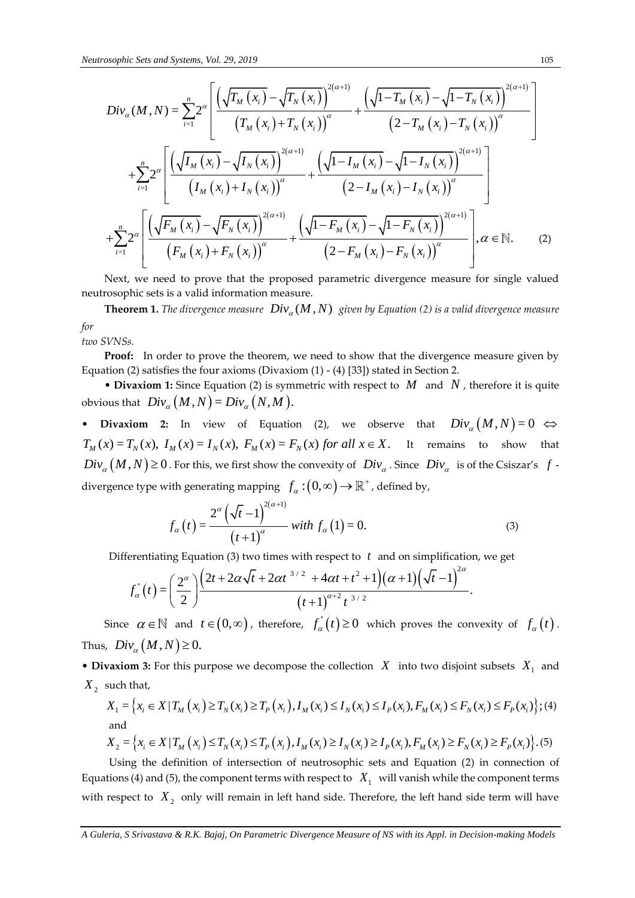$$Div_\alpha(M,N) = \sum_{i=1}^{n} 2^\alpha \left[ \frac{\left(\sqrt{T_M(x_i)} - \sqrt{T_N(x_i)}\right)^{2(\alpha+1)}}{\left(T_M(x_i) + T_N(x_i)\right)^\alpha} + \frac{\left(\sqrt{1-T_M(x_i)} - \sqrt{1-T_N(x_i)}\right)^{2(\alpha+1)}}{\left(2 - T_M(x_i) - T_N(x_i)\right)^\alpha} \right]$$

$$+ \sum_{i=1}^{n} 2^\alpha \left[ \frac{\left(\sqrt{I_M(x_i)} - \sqrt{I_N(x_i)}\right)^{2(\alpha+1)}}{\left(I_M(x_i) + I_N(x_i)\right)^\alpha} + \frac{\left(\sqrt{1-I_M(x_i)} - \sqrt{1-I_N(x_i)}\right)^{2(\alpha+1)}}{\left(2 - I_M(x_i) - I_N(x_i)\right)^\alpha} \right]$$

$$+ \sum_{i=1}^{n} 2^\alpha \left[ \frac{\left(\sqrt{F_M(x_i)} - \sqrt{F_N(x_i)}\right)^{2(\alpha+1)}}{\left(F_M(x_i) + F_N(x_i)\right)^\alpha} + \frac{\left(\sqrt{1-F_M(x_i)} - \sqrt{1-F_N(x_i)}\right)^{2(\alpha+1)}}{\left(2 - F_M(x_i) - F_N(x_i)\right)^\alpha} \right], \alpha \in \mathbb{N}. \quad (2)$$

Next, we need to prove that the proposed parametric divergence measure for single valued neutrosophic sets is a valid information measure.

**Theorem 1.** *The divergence measure* $Div_\alpha(M,N)$ *given by Equation (2) is a valid divergence measure for two SVNSs.*

**Proof:** In order to prove the theorem, we need to show that the divergence measure given by Equation (2) satisfies the four axioms (Divaxiom (1) - (4) [33]) stated in Section 2.

• **Divaxiom 1:** Since Equation (2) is symmetric with respect to $M$ and $N$, therefore it is quite obvious that $Div_\alpha(M,N) = Div_\alpha(N,M)$.

• **Divaxiom 2:** In view of Equation (2), we observe that $Div_\alpha(M,N) = 0 \Leftrightarrow T_M(x) = T_N(x),\ I_M(x) = I_N(x),\ F_M(x) = F_N(x)\ for\ all\ x \in X.$ It remains to show that $Div_\alpha(M,N) \geq 0$. For this, we first show the convexity of $Div_\alpha$. Since $Div_\alpha$ is of the Csiszar's $f$-divergence type with generating mapping $f_\alpha : (0,\infty) \to \mathbb{R}^+$, defined by,

$$f_\alpha(t) = \frac{2^\alpha \left(\sqrt{t} - 1\right)^{2(\alpha+1)}}{(t+1)^\alpha}\ with\ f_\alpha(1) = 0. \quad (3)$$

Differentiating Equation (3) two times with respect to $t$ and on simplification, we get

$$f_\alpha^{"}(t) = \left(\frac{2^\alpha}{2}\right) \frac{\left(2t + 2\alpha\sqrt{t} + 2\alpha t^{3/2} + 4\alpha t + t^2 + 1\right)(\alpha+1)\left(\sqrt{t}-1\right)^{2\alpha}}{(t+1)^{\alpha+2}\, t^{3/2}}.$$

Since $\alpha \in \mathbb{N}$ and $t \in (0,\infty)$, therefore, $f_\alpha^{"}(t) \geq 0$ which proves the convexity of $f_\alpha(t)$. Thus, $Div_\alpha(M,N) \geq 0.$

• **Divaxiom 3:** For this purpose we decompose the collection $X$ into two disjoint subsets $X_1$ and $X_2$ such that,

$$X_1 = \left\{x_i \in X \mid T_M(x_i) \geq T_N(x_i) \geq T_P(x_i), I_M(x_i) \leq I_N(x_i) \leq I_P(x_i), F_M(x_i) \leq F_N(x_i) \leq F_P(x_i)\right\}; \quad (4)$$

and

$$X_2 = \left\{x_i \in X \mid T_M(x_i) \leq T_N(x_i) \leq T_P(x_i), I_M(x_i) \geq I_N(x_i) \geq I_P(x_i), F_M(x_i) \geq F_N(x_i) \geq F_P(x_i)\right\}. \quad (5)$$

Using the definition of intersection of neutrosophic sets and Equation (2) in connection of Equations (4) and (5), the component terms with respect to $X_1$ will vanish while the component terms with respect to $X_2$ only will remain in left hand side. Therefore, the left hand side term will have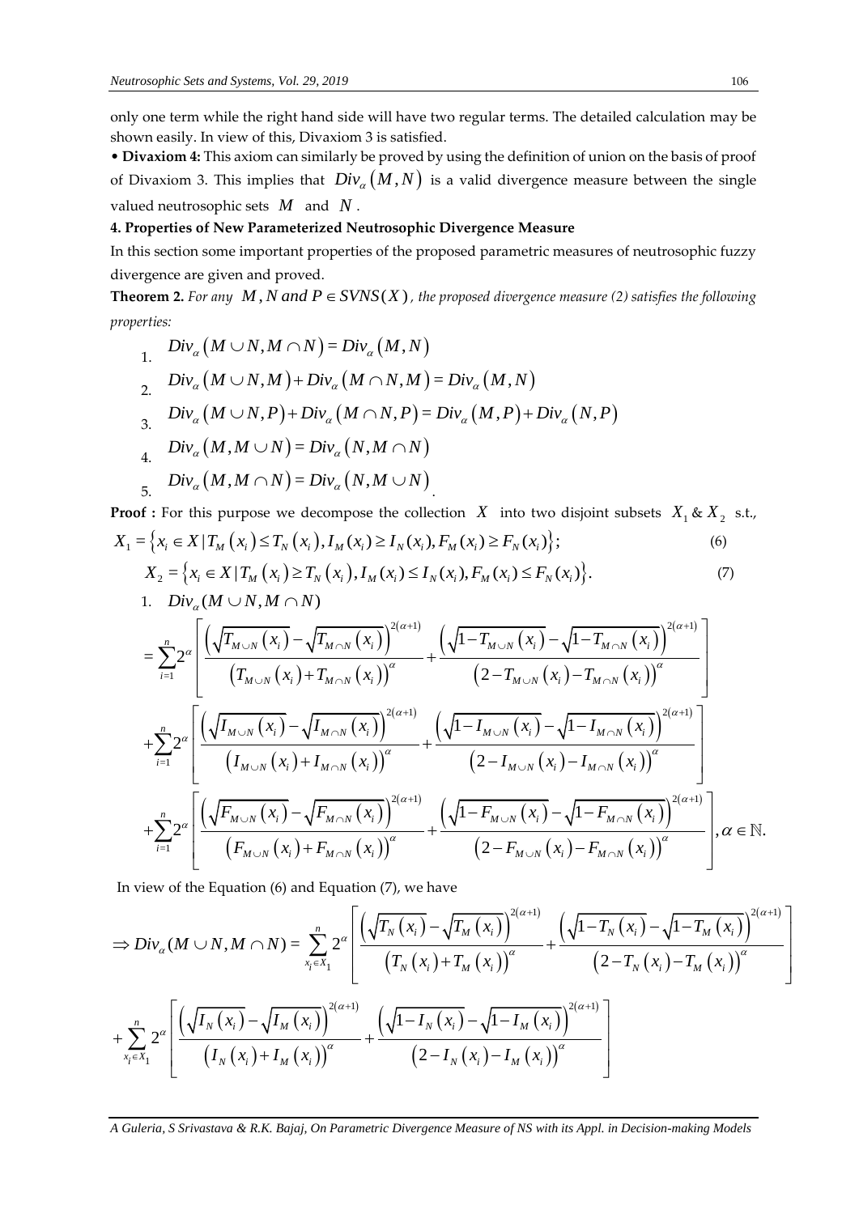only one term while the right hand side will have two regular terms. The detailed calculation may be shown easily. In view of this, Divaxiom 3 is satisfied.

• **Divaxiom 4:** This axiom can similarly be proved by using the definition of union on the basis of proof of Divaxiom 3. This implies that $Div_\alpha(M,N)$ is a valid divergence measure between the single valued neutrosophic sets $M$ and $N$.

**4. Properties of New Parameterized Neutrosophic Divergence Measure**

In this section some important properties of the proposed parametric measures of neutrosophic fuzzy divergence are given and proved.

**Theorem 2.** *For any $M, N$ and $P \in SVNS(X)$, the proposed divergence measure (2) satisfies the following properties:*

1. $Div_\alpha(M \cup N, M \cap N) = Div_\alpha(M,N)$
2. $Div_\alpha(M \cup N, M) + Div_\alpha(M \cap N, M) = Div_\alpha(M,N)$
3. $Div_\alpha(M \cup N, P) + Div_\alpha(M \cap N, P) = Div_\alpha(M,P) + Div_\alpha(N,P)$
4. $Div_\alpha(M, M \cup N) = Div_\alpha(N, M \cap N)$
5. $Div_\alpha(M, M \cap N) = Div_\alpha(N, M \cup N)$.

**Proof :** For this purpose we decompose the collection $X$ into two disjoint subsets $X_1$ & $X_2$ s.t.,

$$X_1 = \left\{x_i \in X \mid T_M(x_i) \le T_N(x_i), I_M(x_i) \ge I_N(x_i), F_M(x_i) \ge F_N(x_i)\right\}; \tag{6}$$

$$X_2 = \left\{x_i \in X \mid T_M(x_i) \ge T_N(x_i), I_M(x_i) \le I_N(x_i), F_M(x_i) \le F_N(x_i)\right\}. \tag{7}$$

1. $Div_\alpha(M \cup N, M \cap N)$

$$= \sum_{i=1}^{n} 2^\alpha \left[ \frac{\left(\sqrt{T_{M\cup N}(x_i)} - \sqrt{T_{M\cap N}(x_i)}\right)^{2(\alpha+1)}}{\left(T_{M\cup N}(x_i) + T_{M\cap N}(x_i)\right)^\alpha} + \frac{\left(\sqrt{1-T_{M\cup N}(x_i)} - \sqrt{1-T_{M\cap N}(x_i)}\right)^{2(\alpha+1)}}{\left(2-T_{M\cup N}(x_i) - T_{M\cap N}(x_i)\right)^\alpha} \right]$$

$$+ \sum_{i=1}^{n} 2^\alpha \left[ \frac{\left(\sqrt{I_{M\cup N}(x_i)} - \sqrt{I_{M\cap N}(x_i)}\right)^{2(\alpha+1)}}{\left(I_{M\cup N}(x_i) + I_{M\cap N}(x_i)\right)^\alpha} + \frac{\left(\sqrt{1-I_{M\cup N}(x_i)} - \sqrt{1-I_{M\cap N}(x_i)}\right)^{2(\alpha+1)}}{\left(2-I_{M\cup N}(x_i) - I_{M\cap N}(x_i)\right)^\alpha} \right]$$

$$+ \sum_{i=1}^{n} 2^\alpha \left[ \frac{\left(\sqrt{F_{M\cup N}(x_i)} - \sqrt{F_{M\cap N}(x_i)}\right)^{2(\alpha+1)}}{\left(F_{M\cup N}(x_i) + F_{M\cap N}(x_i)\right)^\alpha} + \frac{\left(\sqrt{1-F_{M\cup N}(x_i)} - \sqrt{1-F_{M\cap N}(x_i)}\right)^{2(\alpha+1)}}{\left(2-F_{M\cup N}(x_i) - F_{M\cap N}(x_i)\right)^\alpha} \right], \alpha \in \mathbb{N}.$$

In view of the Equation (6) and Equation (7), we have

$$\Rightarrow Div_\alpha(M \cup N, M \cap N) = \sum_{x_i \in X_1}^{n} 2^\alpha \left[ \frac{\left(\sqrt{T_N(x_i)} - \sqrt{T_M(x_i)}\right)^{2(\alpha+1)}}{\left(T_N(x_i) + T_M(x_i)\right)^\alpha} + \frac{\left(\sqrt{1-T_N(x_i)} - \sqrt{1-T_M(x_i)}\right)^{2(\alpha+1)}}{\left(2-T_N(x_i) - T_M(x_i)\right)^\alpha} \right]$$

$$+ \sum_{x_i \in X_1}^{n} 2^\alpha \left[ \frac{\left(\sqrt{I_N(x_i)} - \sqrt{I_M(x_i)}\right)^{2(\alpha+1)}}{\left(I_N(x_i) + I_M(x_i)\right)^\alpha} + \frac{\left(\sqrt{1-I_N(x_i)} - \sqrt{1-I_M(x_i)}\right)^{2(\alpha+1)}}{\left(2-I_N(x_i) - I_M(x_i)\right)^\alpha} \right]$$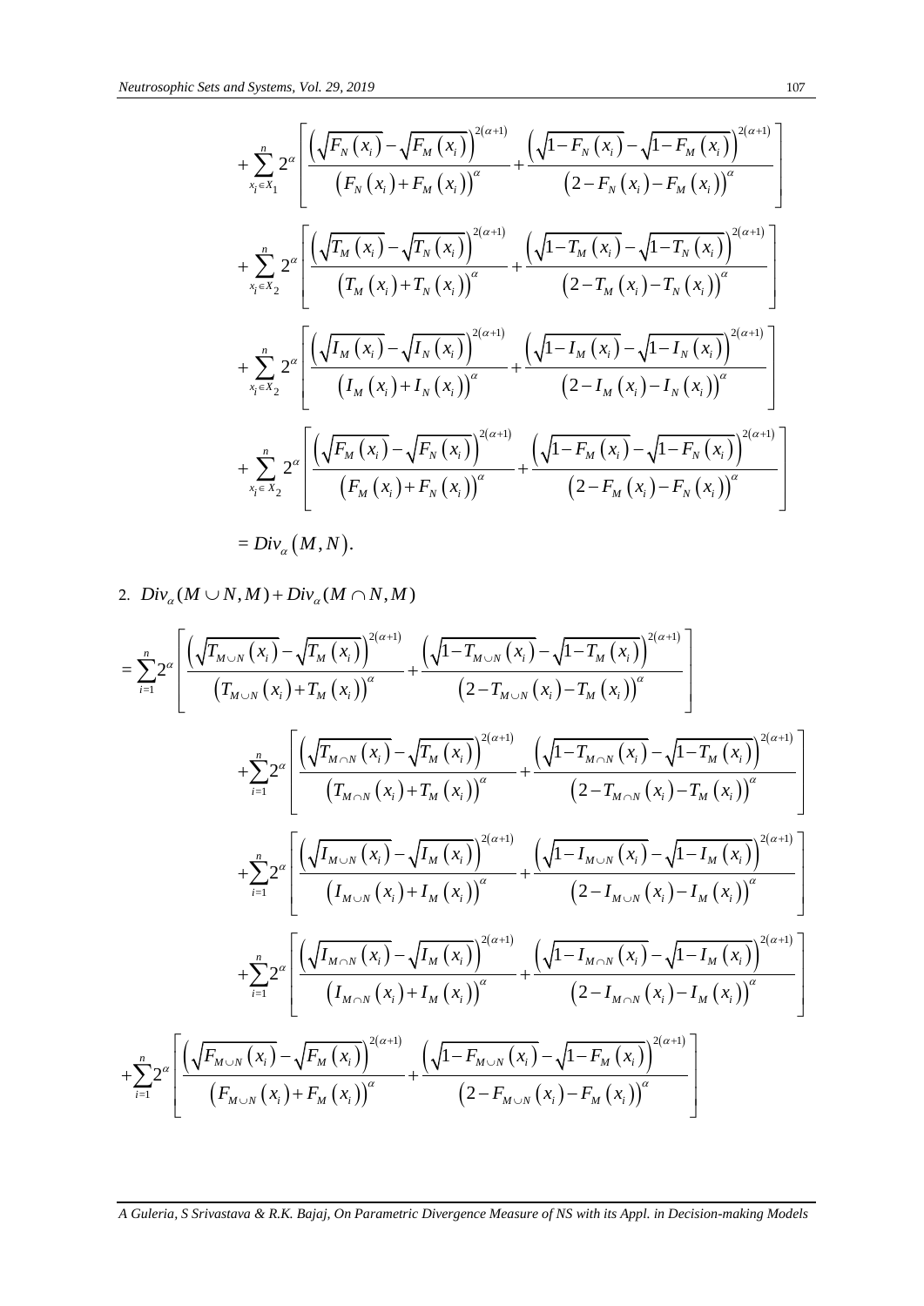$$
+\sum_{x_i \in X_1}^{n} 2^{\alpha}\left[\frac{\left(\sqrt{F_N(x_i)}-\sqrt{F_M(x_i)}\right)^{2(\alpha+1)}}{\left(F_N(x_i)+F_M(x_i)\right)^{\alpha}}+\frac{\left(\sqrt{1-F_N(x_i)}-\sqrt{1-F_M(x_i)}\right)^{2(\alpha+1)}}{\left(2-F_N(x_i)-F_M(x_i)\right)^{\alpha}}\right]
$$

$$
+\sum_{x_i \in X_2}^{n} 2^{\alpha}\left[\frac{\left(\sqrt{T_M(x_i)}-\sqrt{T_N(x_i)}\right)^{2(\alpha+1)}}{\left(T_M(x_i)+T_N(x_i)\right)^{\alpha}}+\frac{\left(\sqrt{1-T_M(x_i)}-\sqrt{1-T_N(x_i)}\right)^{2(\alpha+1)}}{\left(2-T_M(x_i)-T_N(x_i)\right)^{\alpha}}\right]
$$

$$
+\sum_{x_i \in X_2}^{n} 2^{\alpha}\left[\frac{\left(\sqrt{I_M(x_i)}-\sqrt{I_N(x_i)}\right)^{2(\alpha+1)}}{\left(I_M(x_i)+I_N(x_i)\right)^{\alpha}}+\frac{\left(\sqrt{1-I_M(x_i)}-\sqrt{1-I_N(x_i)}\right)^{2(\alpha+1)}}{\left(2-I_M(x_i)-I_N(x_i)\right)^{\alpha}}\right]
$$

$$
+\sum_{x_i \in X_2}^{n} 2^{\alpha}\left[\frac{\left(\sqrt{F_M(x_i)}-\sqrt{F_N(x_i)}\right)^{2(\alpha+1)}}{\left(F_M(x_i)+F_N(x_i)\right)^{\alpha}}+\frac{\left(\sqrt{1-F_M(x_i)}-\sqrt{1-F_N(x_i)}\right)^{2(\alpha+1)}}{\left(2-F_M(x_i)-F_N(x_i)\right)^{\alpha}}\right]
$$

$$
= Div_{\alpha}(M,N).
$$

2. $Div_{\alpha}(M \cup N, M) + Div_{\alpha}(M \cap N, M)$

$$
=\sum_{i=1}^{n} 2^{\alpha}\left[\frac{\left(\sqrt{T_{M\cup N}(x_i)}-\sqrt{T_M(x_i)}\right)^{2(\alpha+1)}}{\left(T_{M\cup N}(x_i)+T_M(x_i)\right)^{\alpha}}+\frac{\left(\sqrt{1-T_{M\cup N}(x_i)}-\sqrt{1-T_M(x_i)}\right)^{2(\alpha+1)}}{\left(2-T_{M\cup N}(x_i)-T_M(x_i)\right)^{\alpha}}\right]
$$

$$
+\sum_{i=1}^{n} 2^{\alpha}\left[\frac{\left(\sqrt{T_{M\cap N}(x_i)}-\sqrt{T_M(x_i)}\right)^{2(\alpha+1)}}{\left(T_{M\cap N}(x_i)+T_M(x_i)\right)^{\alpha}}+\frac{\left(\sqrt{1-T_{M\cap N}(x_i)}-\sqrt{1-T_M(x_i)}\right)^{2(\alpha+1)}}{\left(2-T_{M\cap N}(x_i)-T_M(x_i)\right)^{\alpha}}\right]
$$

$$
+\sum_{i=1}^{n} 2^{\alpha}\left[\frac{\left(\sqrt{I_{M\cup N}(x_i)}-\sqrt{I_M(x_i)}\right)^{2(\alpha+1)}}{\left(I_{M\cup N}(x_i)+I_M(x_i)\right)^{\alpha}}+\frac{\left(\sqrt{1-I_{M\cup N}(x_i)}-\sqrt{1-I_M(x_i)}\right)^{2(\alpha+1)}}{\left(2-I_{M\cup N}(x_i)-I_M(x_i)\right)^{\alpha}}\right]
$$

$$
+\sum_{i=1}^{n} 2^{\alpha}\left[\frac{\left(\sqrt{I_{M\cap N}(x_i)}-\sqrt{I_M(x_i)}\right)^{2(\alpha+1)}}{\left(I_{M\cap N}(x_i)+I_M(x_i)\right)^{\alpha}}+\frac{\left(\sqrt{1-I_{M\cap N}(x_i)}-\sqrt{1-I_M(x_i)}\right)^{2(\alpha+1)}}{\left(2-I_{M\cap N}(x_i)-I_M(x_i)\right)^{\alpha}}\right]
$$

$$
+\sum_{i=1}^{n} 2^{\alpha}\left[\frac{\left(\sqrt{F_{M\cup N}(x_i)}-\sqrt{F_M(x_i)}\right)^{2(\alpha+1)}}{\left(F_{M\cup N}(x_i)+F_M(x_i)\right)^{\alpha}}+\frac{\left(\sqrt{1-F_{M\cup N}(x_i)}-\sqrt{1-F_M(x_i)}\right)^{2(\alpha+1)}}{\left(2-F_{M\cup N}(x_i)-F_M(x_i)\right)^{\alpha}}\right]
$$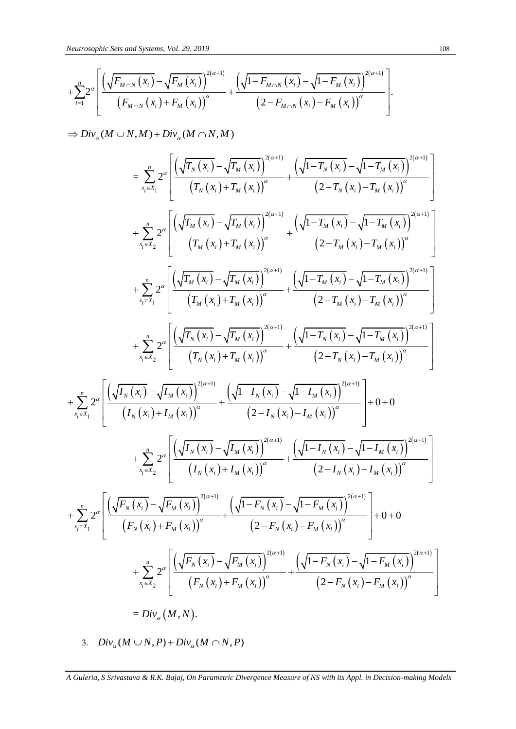$$+\sum_{i=1}^{n}2^{\alpha}\left[\frac{\left(\sqrt{F_{M\cap N}\left(x_i\right)}-\sqrt{F_M\left(x_i\right)}\right)^{2(\alpha+1)}}{\left(F_{M\cap N}\left(x_i\right)+F_M\left(x_i\right)\right)^{\alpha}}+\frac{\left(\sqrt{1-F_{M\cap N}\left(x_i\right)}-\sqrt{1-F_M\left(x_i\right)}\right)^{2(\alpha+1)}}{\left(2-F_{M\cap N}\left(x_i\right)-F_M\left(x_i\right)\right)^{\alpha}}\right].$$

$$\Rightarrow Div_{\alpha}(M\cup N,M)+Div_{\alpha}(M\cap N,M)$$

$$=\sum_{x_i\in X_1}^{n}2^{\alpha}\left[\frac{\left(\sqrt{T_N\left(x_i\right)}-\sqrt{T_M\left(x_i\right)}\right)^{2(\alpha+1)}}{\left(T_N\left(x_i\right)+T_M\left(x_i\right)\right)^{\alpha}}+\frac{\left(\sqrt{1-T_N\left(x_i\right)}-\sqrt{1-T_M\left(x_i\right)}\right)^{2(\alpha+1)}}{\left(2-T_N\left(x_i\right)-T_M\left(x_i\right)\right)^{\alpha}}\right]$$

$$+\sum_{x_i\in X_2}^{n}2^{\alpha}\left[\frac{\left(\sqrt{T_M\left(x_i\right)}-\sqrt{T_M\left(x_i\right)}\right)^{2(\alpha+1)}}{\left(T_M\left(x_i\right)+T_M\left(x_i\right)\right)^{\alpha}}+\frac{\left(\sqrt{1-T_M\left(x_i\right)}-\sqrt{1-T_M\left(x_i\right)}\right)^{2(\alpha+1)}}{\left(2-T_M\left(x_i\right)-T_M\left(x_i\right)\right)^{\alpha}}\right]$$

$$+\sum_{x_i\in X_1}^{n}2^{\alpha}\left[\frac{\left(\sqrt{T_M\left(x_i\right)}-\sqrt{T_M\left(x_i\right)}\right)^{2(\alpha+1)}}{\left(T_M\left(x_i\right)+T_M\left(x_i\right)\right)^{\alpha}}+\frac{\left(\sqrt{1-T_M\left(x_i\right)}-\sqrt{1-T_M\left(x_i\right)}\right)^{2(\alpha+1)}}{\left(2-T_M\left(x_i\right)-T_M\left(x_i\right)\right)^{\alpha}}\right]$$

$$+\sum_{x_i\in X_2}^{n}2^{\alpha}\left[\frac{\left(\sqrt{T_N\left(x_i\right)}-\sqrt{T_M\left(x_i\right)}\right)^{2(\alpha+1)}}{\left(T_N\left(x_i\right)+T_M\left(x_i\right)\right)^{\alpha}}+\frac{\left(\sqrt{1-T_N\left(x_i\right)}-\sqrt{1-T_M\left(x_i\right)}\right)^{2(\alpha+1)}}{\left(2-T_N\left(x_i\right)-T_M\left(x_i\right)\right)^{\alpha}}\right]$$

$$+\sum_{x_i\in X_1}^{n}2^{\alpha}\left[\frac{\left(\sqrt{I_N\left(x_i\right)}-\sqrt{I_M\left(x_i\right)}\right)^{2(\alpha+1)}}{\left(I_N\left(x_i\right)+I_M\left(x_i\right)\right)^{\alpha}}+\frac{\left(\sqrt{1-I_N\left(x_i\right)}-\sqrt{1-I_M\left(x_i\right)}\right)^{2(\alpha+1)}}{\left(2-I_N\left(x_i\right)-I_M\left(x_i\right)\right)^{\alpha}}\right]+0+0$$

$$+\sum_{x_i\in X_2}^{n}2^{\alpha}\left[\frac{\left(\sqrt{I_N\left(x_i\right)}-\sqrt{I_M\left(x_i\right)}\right)^{2(\alpha+1)}}{\left(I_N\left(x_i\right)+I_M\left(x_i\right)\right)^{\alpha}}+\frac{\left(\sqrt{1-I_N\left(x_i\right)}-\sqrt{1-I_M\left(x_i\right)}\right)^{2(\alpha+1)}}{\left(2-I_N\left(x_i\right)-I_M\left(x_i\right)\right)^{\alpha}}\right]$$

$$+\sum_{x_i\in X_1}^{n}2^{\alpha}\left[\frac{\left(\sqrt{F_N\left(x_i\right)}-\sqrt{F_M\left(x_i\right)}\right)^{2(\alpha+1)}}{\left(F_N\left(x_i\right)+F_M\left(x_i\right)\right)^{\alpha}}+\frac{\left(\sqrt{1-F_N\left(x_i\right)}-\sqrt{1-F_M\left(x_i\right)}\right)^{2(\alpha+1)}}{\left(2-F_N\left(x_i\right)-F_M\left(x_i\right)\right)^{\alpha}}\right]+0+0$$

$$+\sum_{x_i\in X_2}^{n}2^{\alpha}\left[\frac{\left(\sqrt{F_N\left(x_i\right)}-\sqrt{F_M\left(x_i\right)}\right)^{2(\alpha+1)}}{\left(F_N\left(x_i\right)+F_M\left(x_i\right)\right)^{\alpha}}+\frac{\left(\sqrt{1-F_N\left(x_i\right)}-\sqrt{1-F_M\left(x_i\right)}\right)^{2(\alpha+1)}}{\left(2-F_N\left(x_i\right)-F_M\left(x_i\right)\right)^{\alpha}}\right]$$

$$=Div_{\alpha}\left(M,N\right).$$

3. $Div_{\alpha}(M\cup N,P)+Div_{\alpha}(M\cap N,P)$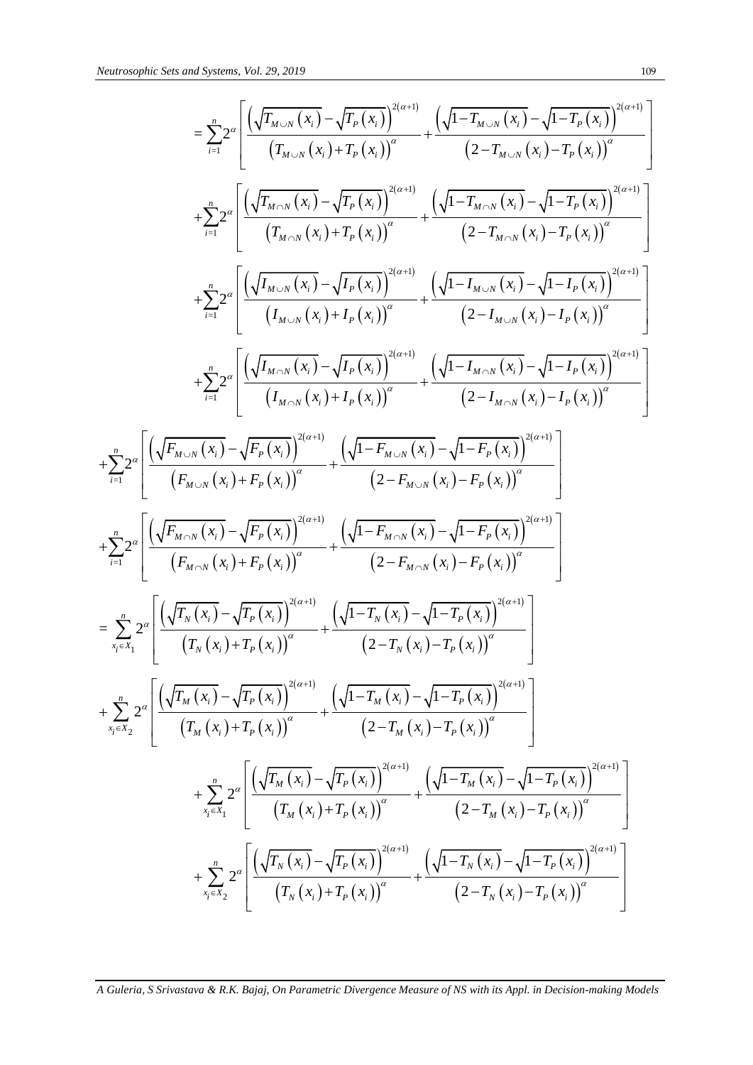$$
= \sum_{i=1}^{n} 2^{\alpha} \left[ \frac{\left(\sqrt{T_{M\cup N}(x_i)} - \sqrt{T_P(x_i)}\right)^{2(\alpha+1)}}{\left(T_{M\cup N}(x_i) + T_P(x_i)\right)^{\alpha}} + \frac{\left(\sqrt{1-T_{M\cup N}(x_i)} - \sqrt{1-T_P(x_i)}\right)^{2(\alpha+1)}}{\left(2-T_{M\cup N}(x_i) - T_P(x_i)\right)^{\alpha}} \right]
$$

$$
+ \sum_{i=1}^{n} 2^{\alpha} \left[ \frac{\left(\sqrt{T_{M\cap N}(x_i)} - \sqrt{T_P(x_i)}\right)^{2(\alpha+1)}}{\left(T_{M\cap N}(x_i) + T_P(x_i)\right)^{\alpha}} + \frac{\left(\sqrt{1-T_{M\cap N}(x_i)} - \sqrt{1-T_P(x_i)}\right)^{2(\alpha+1)}}{\left(2-T_{M\cap N}(x_i) - T_P(x_i)\right)^{\alpha}} \right]
$$

$$
+ \sum_{i=1}^{n} 2^{\alpha} \left[ \frac{\left(\sqrt{I_{M\cup N}(x_i)} - \sqrt{I_P(x_i)}\right)^{2(\alpha+1)}}{\left(I_{M\cup N}(x_i) + I_P(x_i)\right)^{\alpha}} + \frac{\left(\sqrt{1-I_{M\cup N}(x_i)} - \sqrt{1-I_P(x_i)}\right)^{2(\alpha+1)}}{\left(2-I_{M\cup N}(x_i) - I_P(x_i)\right)^{\alpha}} \right]
$$

$$
+ \sum_{i=1}^{n} 2^{\alpha} \left[ \frac{\left(\sqrt{I_{M\cap N}(x_i)} - \sqrt{I_P(x_i)}\right)^{2(\alpha+1)}}{\left(I_{M\cap N}(x_i) + I_P(x_i)\right)^{\alpha}} + \frac{\left(\sqrt{1-I_{M\cap N}(x_i)} - \sqrt{1-I_P(x_i)}\right)^{2(\alpha+1)}}{\left(2-I_{M\cap N}(x_i) - I_P(x_i)\right)^{\alpha}} \right]
$$

$$
+ \sum_{i=1}^{n} 2^{\alpha} \left[ \frac{\left(\sqrt{F_{M\cup N}(x_i)} - \sqrt{F_P(x_i)}\right)^{2(\alpha+1)}}{\left(F_{M\cup N}(x_i) + F_P(x_i)\right)^{\alpha}} + \frac{\left(\sqrt{1-F_{M\cup N}(x_i)} - \sqrt{1-F_P(x_i)}\right)^{2(\alpha+1)}}{\left(2-F_{M\cup N}(x_i) - F_P(x_i)\right)^{\alpha}} \right]
$$

$$
+ \sum_{i=1}^{n} 2^{\alpha} \left[ \frac{\left(\sqrt{F_{M\cap N}(x_i)} - \sqrt{F_P(x_i)}\right)^{2(\alpha+1)}}{\left(F_{M\cap N}(x_i) + F_P(x_i)\right)^{\alpha}} + \frac{\left(\sqrt{1-F_{M\cap N}(x_i)} - \sqrt{1-F_P(x_i)}\right)^{2(\alpha+1)}}{\left(2-F_{M\cap N}(x_i) - F_P(x_i)\right)^{\alpha}} \right]
$$

$$
= \sum_{x_i \in X_1}^{n} 2^{\alpha} \left[ \frac{\left(\sqrt{T_N(x_i)} - \sqrt{T_P(x_i)}\right)^{2(\alpha+1)}}{\left(T_N(x_i) + T_P(x_i)\right)^{\alpha}} + \frac{\left(\sqrt{1-T_N(x_i)} - \sqrt{1-T_P(x_i)}\right)^{2(\alpha+1)}}{\left(2-T_N(x_i) - T_P(x_i)\right)^{\alpha}} \right]
$$

$$
+ \sum_{x_i \in X_2}^{n} 2^{\alpha} \left[ \frac{\left(\sqrt{T_M(x_i)} - \sqrt{T_P(x_i)}\right)^{2(\alpha+1)}}{\left(T_M(x_i) + T_P(x_i)\right)^{\alpha}} + \frac{\left(\sqrt{1-T_M(x_i)} - \sqrt{1-T_P(x_i)}\right)^{2(\alpha+1)}}{\left(2-T_M(x_i) - T_P(x_i)\right)^{\alpha}} \right]
$$

$$
+ \sum_{x_i \in X_1}^{n} 2^{\alpha} \left[ \frac{\left(\sqrt{T_M(x_i)} - \sqrt{T_P(x_i)}\right)^{2(\alpha+1)}}{\left(T_M(x_i) + T_P(x_i)\right)^{\alpha}} + \frac{\left(\sqrt{1-T_M(x_i)} - \sqrt{1-T_P(x_i)}\right)^{2(\alpha+1)}}{\left(2-T_M(x_i) - T_P(x_i)\right)^{\alpha}} \right]
$$

$$
+ \sum_{x_i \in X_2}^{n} 2^{\alpha} \left[ \frac{\left(\sqrt{T_N(x_i)} - \sqrt{T_P(x_i)}\right)^{2(\alpha+1)}}{\left(T_N(x_i) + T_P(x_i)\right)^{\alpha}} + \frac{\left(\sqrt{1-T_N(x_i)} - \sqrt{1-T_P(x_i)}\right)^{2(\alpha+1)}}{\left(2-T_N(x_i) - T_P(x_i)\right)^{\alpha}} \right]
$$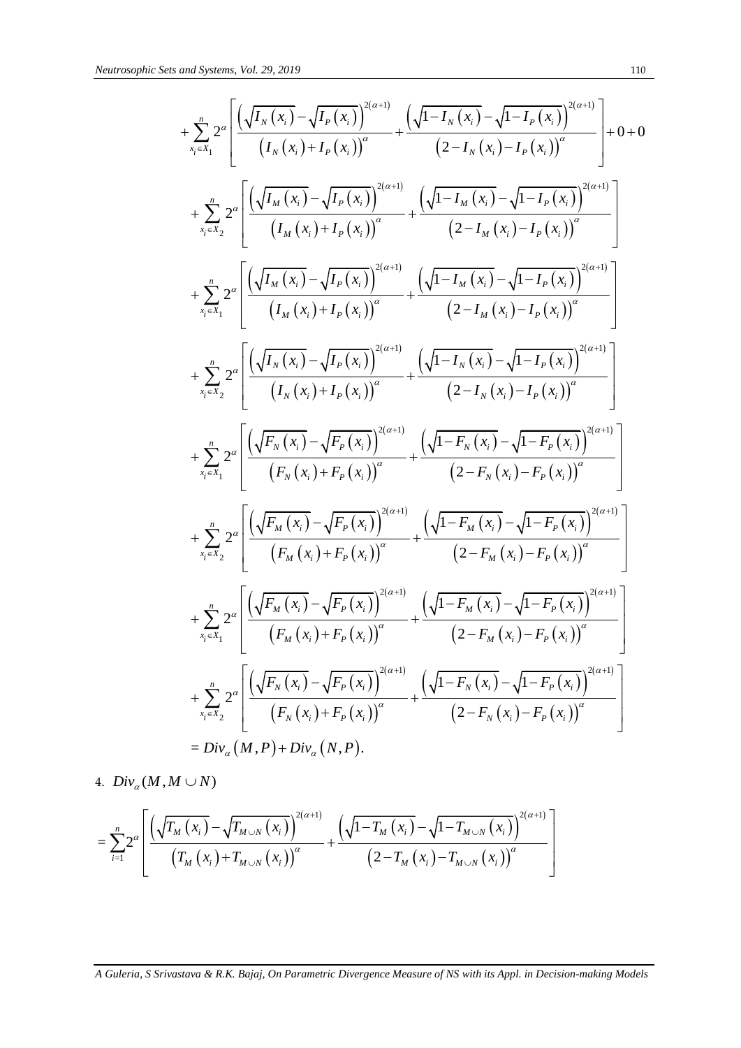$$+\sum_{x_i\in X_1}^{n} 2^{\alpha}\left[\frac{\left(\sqrt{I_N(x_i)}-\sqrt{I_P(x_i)}\right)^{2(\alpha+1)}}{\left(I_N(x_i)+I_P(x_i)\right)^{\alpha}}+\frac{\left(\sqrt{1-I_N(x_i)}-\sqrt{1-I_P(x_i)}\right)^{2(\alpha+1)}}{\left(2-I_N(x_i)-I_P(x_i)\right)^{\alpha}}\right]+0+0$$

$$+\sum_{x_i\in X_2}^{n} 2^{\alpha}\left[\frac{\left(\sqrt{I_M(x_i)}-\sqrt{I_P(x_i)}\right)^{2(\alpha+1)}}{\left(I_M(x_i)+I_P(x_i)\right)^{\alpha}}+\frac{\left(\sqrt{1-I_M(x_i)}-\sqrt{1-I_P(x_i)}\right)^{2(\alpha+1)}}{\left(2-I_M(x_i)-I_P(x_i)\right)^{\alpha}}\right]$$

$$+\sum_{x_i\in X_1}^{n} 2^{\alpha}\left[\frac{\left(\sqrt{I_M(x_i)}-\sqrt{I_P(x_i)}\right)^{2(\alpha+1)}}{\left(I_M(x_i)+I_P(x_i)\right)^{\alpha}}+\frac{\left(\sqrt{1-I_M(x_i)}-\sqrt{1-I_P(x_i)}\right)^{2(\alpha+1)}}{\left(2-I_M(x_i)-I_P(x_i)\right)^{\alpha}}\right]$$

$$+\sum_{x_i\in X_2}^{n} 2^{\alpha}\left[\frac{\left(\sqrt{I_N(x_i)}-\sqrt{I_P(x_i)}\right)^{2(\alpha+1)}}{\left(I_N(x_i)+I_P(x_i)\right)^{\alpha}}+\frac{\left(\sqrt{1-I_N(x_i)}-\sqrt{1-I_P(x_i)}\right)^{2(\alpha+1)}}{\left(2-I_N(x_i)-I_P(x_i)\right)^{\alpha}}\right]$$

$$+\sum_{x_i\in X_1}^{n} 2^{\alpha}\left[\frac{\left(\sqrt{F_N(x_i)}-\sqrt{F_P(x_i)}\right)^{2(\alpha+1)}}{\left(F_N(x_i)+F_P(x_i)\right)^{\alpha}}+\frac{\left(\sqrt{1-F_N(x_i)}-\sqrt{1-F_P(x_i)}\right)^{2(\alpha+1)}}{\left(2-F_N(x_i)-F_P(x_i)\right)^{\alpha}}\right]$$

$$+\sum_{x_i\in X_2}^{n} 2^{\alpha}\left[\frac{\left(\sqrt{F_M(x_i)}-\sqrt{F_P(x_i)}\right)^{2(\alpha+1)}}{\left(F_M(x_i)+F_P(x_i)\right)^{\alpha}}+\frac{\left(\sqrt{1-F_M(x_i)}-\sqrt{1-F_P(x_i)}\right)^{2(\alpha+1)}}{\left(2-F_M(x_i)-F_P(x_i)\right)^{\alpha}}\right]$$

$$+\sum_{x_i\in X_1}^{n} 2^{\alpha}\left[\frac{\left(\sqrt{F_M(x_i)}-\sqrt{F_P(x_i)}\right)^{2(\alpha+1)}}{\left(F_M(x_i)+F_P(x_i)\right)^{\alpha}}+\frac{\left(\sqrt{1-F_M(x_i)}-\sqrt{1-F_P(x_i)}\right)^{2(\alpha+1)}}{\left(2-F_M(x_i)-F_P(x_i)\right)^{\alpha}}\right]$$

$$+\sum_{x_i\in X_2}^{n} 2^{\alpha}\left[\frac{\left(\sqrt{F_N(x_i)}-\sqrt{F_P(x_i)}\right)^{2(\alpha+1)}}{\left(F_N(x_i)+F_P(x_i)\right)^{\alpha}}+\frac{\left(\sqrt{1-F_N(x_i)}-\sqrt{1-F_P(x_i)}\right)^{2(\alpha+1)}}{\left(2-F_N(x_i)-F_P(x_i)\right)^{\alpha}}\right]$$

$$= Div_{\alpha}(M,P)+Div_{\alpha}(N,P).$$

4. $Div_{\alpha}(M, M\cup N)$

$$=\sum_{i=1}^{n} 2^{\alpha}\left[\frac{\left(\sqrt{T_M(x_i)}-\sqrt{T_{M\cup N}(x_i)}\right)^{2(\alpha+1)}}{\left(T_M(x_i)+T_{M\cup N}(x_i)\right)^{\alpha}}+\frac{\left(\sqrt{1-T_M(x_i)}-\sqrt{1-T_{M\cup N}(x_i)}\right)^{2(\alpha+1)}}{\left(2-T_M(x_i)-T_{M\cup N}(x_i)\right)^{\alpha}}\right]$$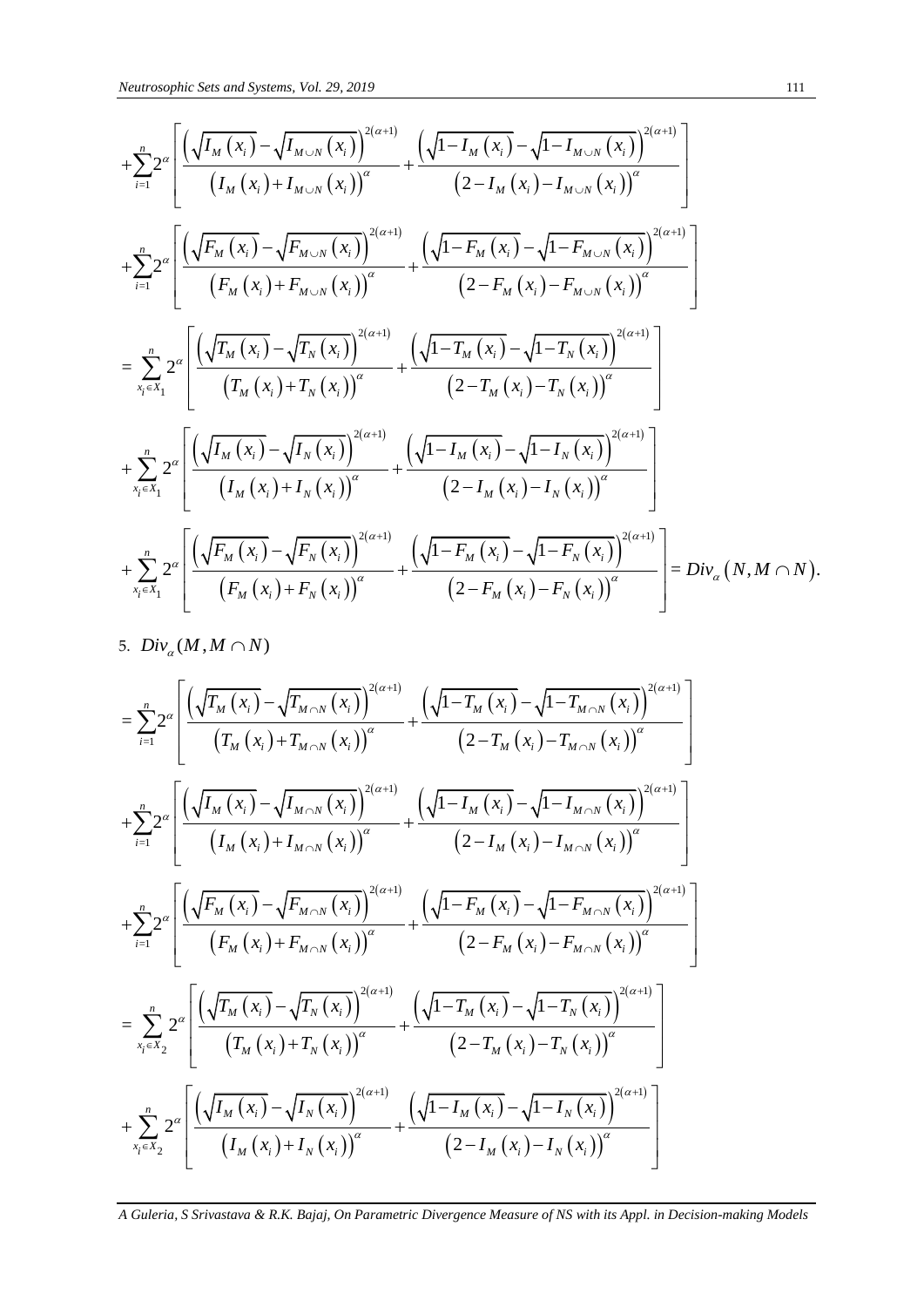$$+\sum_{i=1}^{n} 2^{\alpha}\left[\frac{\left(\sqrt{I_M(x_i)}-\sqrt{I_{M\cup N}(x_i)}\right)^{2(\alpha+1)}}{\left(I_M(x_i)+I_{M\cup N}(x_i)\right)^{\alpha}}+\frac{\left(\sqrt{1-I_M(x_i)}-\sqrt{1-I_{M\cup N}(x_i)}\right)^{2(\alpha+1)}}{\left(2-I_M(x_i)-I_{M\cup N}(x_i)\right)^{\alpha}}\right]$$

$$+\sum_{i=1}^{n} 2^{\alpha}\left[\frac{\left(\sqrt{F_M(x_i)}-\sqrt{F_{M\cup N}(x_i)}\right)^{2(\alpha+1)}}{\left(F_M(x_i)+F_{M\cup N}(x_i)\right)^{\alpha}}+\frac{\left(\sqrt{1-F_M(x_i)}-\sqrt{1-F_{M\cup N}(x_i)}\right)^{2(\alpha+1)}}{\left(2-F_M(x_i)-F_{M\cup N}(x_i)\right)^{\alpha}}\right]$$

$$=\sum_{x_i\in X_1}^{n} 2^{\alpha}\left[\frac{\left(\sqrt{T_M(x_i)}-\sqrt{T_N(x_i)}\right)^{2(\alpha+1)}}{\left(T_M(x_i)+T_N(x_i)\right)^{\alpha}}+\frac{\left(\sqrt{1-T_M(x_i)}-\sqrt{1-T_N(x_i)}\right)^{2(\alpha+1)}}{\left(2-T_M(x_i)-T_N(x_i)\right)^{\alpha}}\right]$$

$$+\sum_{x_i\in X_1}^{n} 2^{\alpha}\left[\frac{\left(\sqrt{I_M(x_i)}-\sqrt{I_N(x_i)}\right)^{2(\alpha+1)}}{\left(I_M(x_i)+I_N(x_i)\right)^{\alpha}}+\frac{\left(\sqrt{1-I_M(x_i)}-\sqrt{1-I_N(x_i)}\right)^{2(\alpha+1)}}{\left(2-I_M(x_i)-I_N(x_i)\right)^{\alpha}}\right]$$

$$+\sum_{x_i\in X_1}^{n} 2^{\alpha}\left[\frac{\left(\sqrt{F_M(x_i)}-\sqrt{F_N(x_i)}\right)^{2(\alpha+1)}}{\left(F_M(x_i)+F_N(x_i)\right)^{\alpha}}+\frac{\left(\sqrt{1-F_M(x_i)}-\sqrt{1-F_N(x_i)}\right)^{2(\alpha+1)}}{\left(2-F_M(x_i)-F_N(x_i)\right)^{\alpha}}\right]=Div_{\alpha}\left(N, M\cap N\right).$$

5. $Div_{\alpha}(M, M\cap N)$

$$=\sum_{i=1}^{n} 2^{\alpha}\left[\frac{\left(\sqrt{T_M(x_i)}-\sqrt{T_{M\cap N}(x_i)}\right)^{2(\alpha+1)}}{\left(T_M(x_i)+T_{M\cap N}(x_i)\right)^{\alpha}}+\frac{\left(\sqrt{1-T_M(x_i)}-\sqrt{1-T_{M\cap N}(x_i)}\right)^{2(\alpha+1)}}{\left(2-T_M(x_i)-T_{M\cap N}(x_i)\right)^{\alpha}}\right]$$

$$+\sum_{i=1}^{n} 2^{\alpha}\left[\frac{\left(\sqrt{I_M(x_i)}-\sqrt{I_{M\cap N}(x_i)}\right)^{2(\alpha+1)}}{\left(I_M(x_i)+I_{M\cap N}(x_i)\right)^{\alpha}}+\frac{\left(\sqrt{1-I_M(x_i)}-\sqrt{1-I_{M\cap N}(x_i)}\right)^{2(\alpha+1)}}{\left(2-I_M(x_i)-I_{M\cap N}(x_i)\right)^{\alpha}}\right]$$

$$+\sum_{i=1}^{n} 2^{\alpha}\left[\frac{\left(\sqrt{F_M(x_i)}-\sqrt{F_{M\cap N}(x_i)}\right)^{2(\alpha+1)}}{\left(F_M(x_i)+F_{M\cap N}(x_i)\right)^{\alpha}}+\frac{\left(\sqrt{1-F_M(x_i)}-\sqrt{1-F_{M\cap N}(x_i)}\right)^{2(\alpha+1)}}{\left(2-F_M(x_i)-F_{M\cap N}(x_i)\right)^{\alpha}}\right]$$

$$=\sum_{x_i\in X_2}^{n} 2^{\alpha}\left[\frac{\left(\sqrt{T_M(x_i)}-\sqrt{T_N(x_i)}\right)^{2(\alpha+1)}}{\left(T_M(x_i)+T_N(x_i)\right)^{\alpha}}+\frac{\left(\sqrt{1-T_M(x_i)}-\sqrt{1-T_N(x_i)}\right)^{2(\alpha+1)}}{\left(2-T_M(x_i)-T_N(x_i)\right)^{\alpha}}\right]$$

$$+\sum_{x_i\in X_2}^{n} 2^{\alpha}\left[\frac{\left(\sqrt{I_M(x_i)}-\sqrt{I_N(x_i)}\right)^{2(\alpha+1)}}{\left(I_M(x_i)+I_N(x_i)\right)^{\alpha}}+\frac{\left(\sqrt{1-I_M(x_i)}-\sqrt{1-I_N(x_i)}\right)^{2(\alpha+1)}}{\left(2-I_M(x_i)-I_N(x_i)\right)^{\alpha}}\right]$$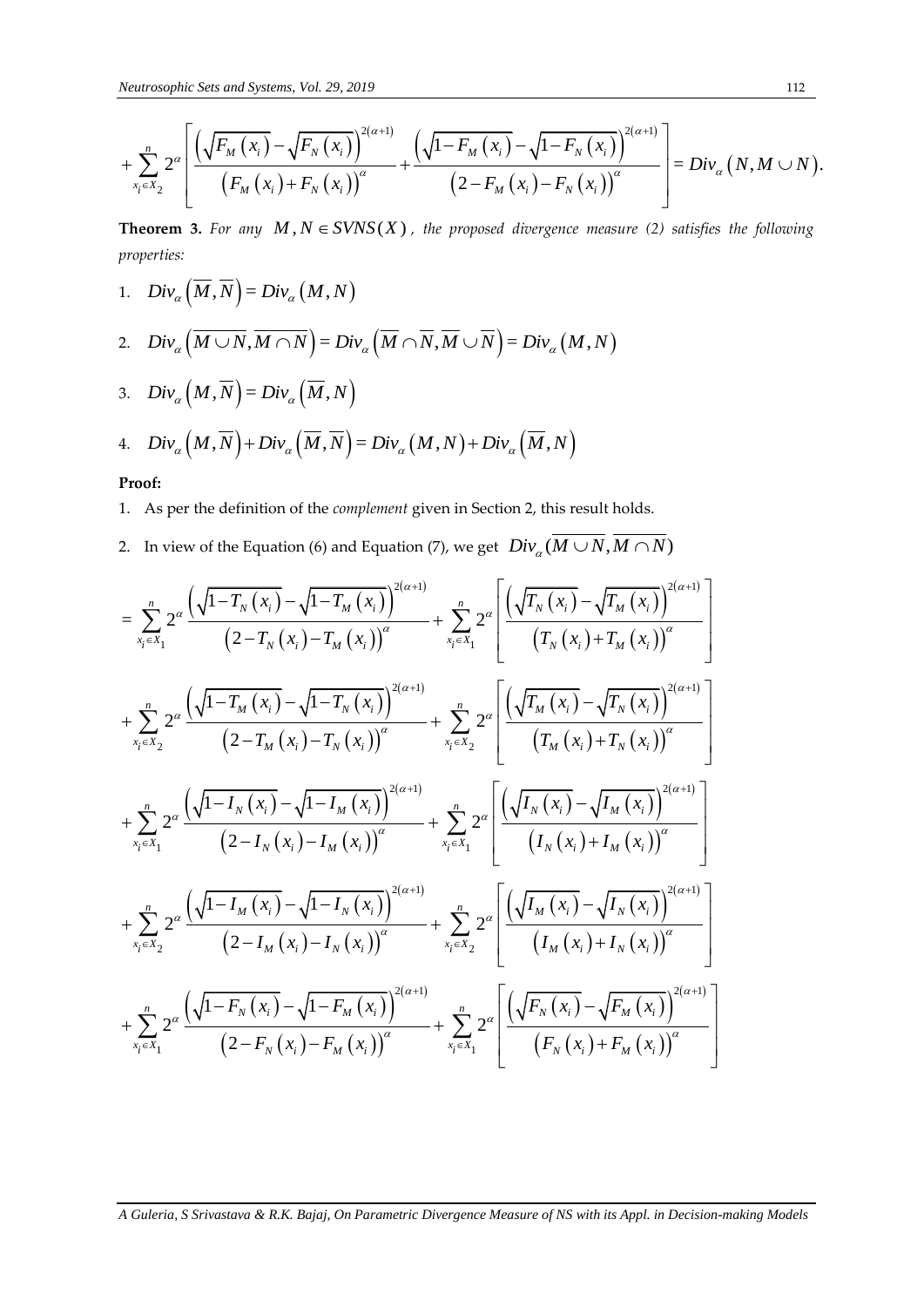$$+\sum_{x_i \in X_2}^{n} 2^{\alpha}\left[\frac{\left(\sqrt{F_M(x_i)}-\sqrt{F_N(x_i)}\right)^{2(\alpha+1)}}{\left(F_M(x_i)+F_N(x_i)\right)^{\alpha}}+\frac{\left(\sqrt{1-F_M(x_i)}-\sqrt{1-F_N(x_i)}\right)^{2(\alpha+1)}}{\left(2-F_M(x_i)-F_N(x_i)\right)^{\alpha}}\right]=Div_{\alpha}\left(N, M\cup N\right).$$

**Theorem 3.** *For any* $M, N \in SVNS(X)$*, the proposed divergence measure (2) satisfies the following properties:*

1. $Div_{\alpha}\left(\overline{M}, \overline{N}\right) = Div_{\alpha}\left(M, N\right)$
2. $Div_{\alpha}\left(\overline{M\cup N}, \overline{M\cap N}\right) = Div_{\alpha}\left(\overline{M}\cap\overline{N}, \overline{M}\cup\overline{N}\right) = Div_{\alpha}\left(M, N\right)$
3. $Div_{\alpha}\left(M, \overline{N}\right) = Div_{\alpha}\left(\overline{M}, N\right)$
4. $Div_{\alpha}\left(M, \overline{N}\right) + Div_{\alpha}\left(\overline{M}, \overline{N}\right) = Div_{\alpha}\left(M, N\right) + Div_{\alpha}\left(\overline{M}, N\right)$

**Proof:**

1. As per the definition of the *complement* given in Section 2, this result holds.
2. In view of the Equation (6) and Equation (7), we get $Div_{\alpha}(\overline{M\cup N}, \overline{M\cap N})$

$$= \sum_{x_i \in X_1}^{n} 2^{\alpha}\frac{\left(\sqrt{1-T_N(x_i)}-\sqrt{1-T_M(x_i)}\right)^{2(\alpha+1)}}{\left(2-T_N(x_i)-T_M(x_i)\right)^{\alpha}}+\sum_{x_i \in X_1}^{n} 2^{\alpha}\left[\frac{\left(\sqrt{T_N(x_i)}-\sqrt{T_M(x_i)}\right)^{2(\alpha+1)}}{\left(T_N(x_i)+T_M(x_i)\right)^{\alpha}}\right]$$

$$+\sum_{x_i \in X_2}^{n} 2^{\alpha}\frac{\left(\sqrt{1-T_M(x_i)}-\sqrt{1-T_N(x_i)}\right)^{2(\alpha+1)}}{\left(2-T_M(x_i)-T_N(x_i)\right)^{\alpha}}+\sum_{x_i \in X_2}^{n} 2^{\alpha}\left[\frac{\left(\sqrt{T_M(x_i)}-\sqrt{T_N(x_i)}\right)^{2(\alpha+1)}}{\left(T_M(x_i)+T_N(x_i)\right)^{\alpha}}\right]$$

$$+\sum_{x_i \in X_1}^{n} 2^{\alpha}\frac{\left(\sqrt{1-I_N(x_i)}-\sqrt{1-I_M(x_i)}\right)^{2(\alpha+1)}}{\left(2-I_N(x_i)-I_M(x_i)\right)^{\alpha}}+\sum_{x_i \in X_1}^{n} 2^{\alpha}\left[\frac{\left(\sqrt{I_N(x_i)}-\sqrt{I_M(x_i)}\right)^{2(\alpha+1)}}{\left(I_N(x_i)+I_M(x_i)\right)^{\alpha}}\right]$$

$$+\sum_{x_i \in X_2}^{n} 2^{\alpha}\frac{\left(\sqrt{1-I_M(x_i)}-\sqrt{1-I_N(x_i)}\right)^{2(\alpha+1)}}{\left(2-I_M(x_i)-I_N(x_i)\right)^{\alpha}}+\sum_{x_i \in X_2}^{n} 2^{\alpha}\left[\frac{\left(\sqrt{I_M(x_i)}-\sqrt{I_N(x_i)}\right)^{2(\alpha+1)}}{\left(I_M(x_i)+I_N(x_i)\right)^{\alpha}}\right]$$

$$+\sum_{x_i \in X_1}^{n} 2^{\alpha}\frac{\left(\sqrt{1-F_N(x_i)}-\sqrt{1-F_M(x_i)}\right)^{2(\alpha+1)}}{\left(2-F_N(x_i)-F_M(x_i)\right)^{\alpha}}+\sum_{x_i \in X_1}^{n} 2^{\alpha}\left[\frac{\left(\sqrt{F_N(x_i)}-\sqrt{F_M(x_i)}\right)^{2(\alpha+1)}}{\left(F_N(x_i)+F_M(x_i)\right)^{\alpha}}\right]$$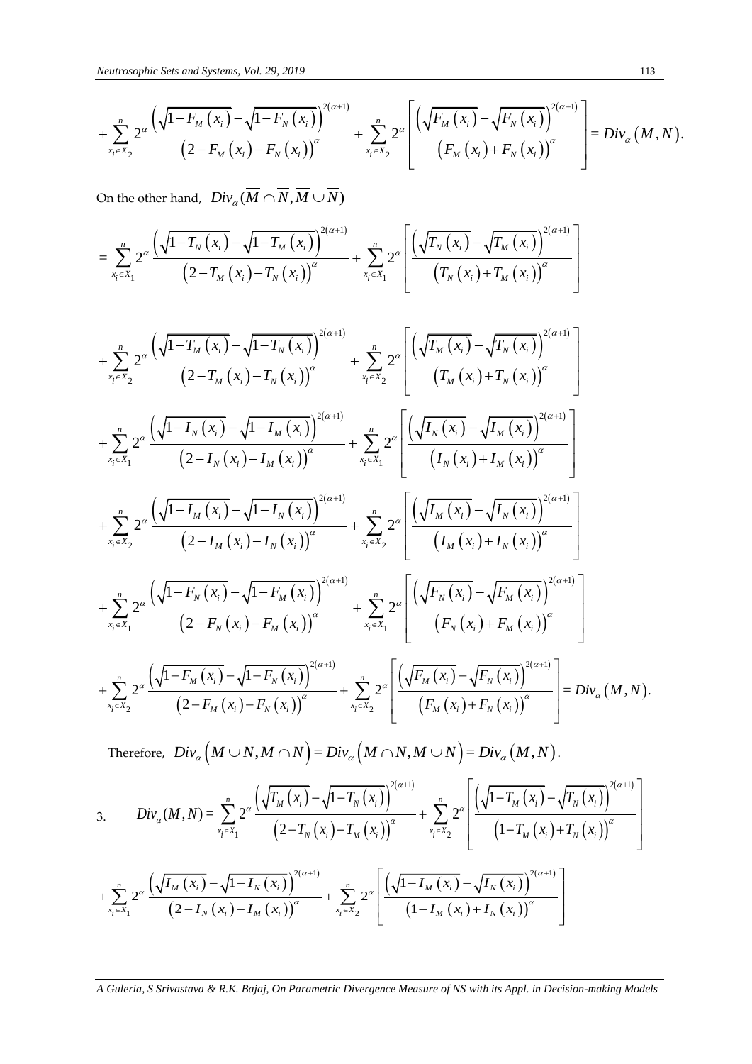$$+\sum_{x_i\in X_2}^{n} 2^{\alpha}\frac{\left(\sqrt{1-F_M(x_i)}-\sqrt{1-F_N(x_i)}\right)^{2(\alpha+1)}}{\left(2-F_M(x_i)-F_N(x_i)\right)^{\alpha}}+\sum_{x_i\in X_2}^{n} 2^{\alpha}\left[\frac{\left(\sqrt{F_M(x_i)}-\sqrt{F_N(x_i)}\right)^{2(\alpha+1)}}{\left(F_M(x_i)+F_N(x_i)\right)^{\alpha}}\right]=Div_{\alpha}(M,N).$$

On the other hand, $Div_{\alpha}(\overline{M}\cap\overline{N},\overline{M}\cup\overline{N})$

$$=\sum_{x_i\in X_1}^{n} 2^{\alpha}\frac{\left(\sqrt{1-T_N(x_i)}-\sqrt{1-T_M(x_i)}\right)^{2(\alpha+1)}}{\left(2-T_M(x_i)-T_N(x_i)\right)^{\alpha}}+\sum_{x_i\in X_1}^{n} 2^{\alpha}\left[\frac{\left(\sqrt{T_N(x_i)}-\sqrt{T_M(x_i)}\right)^{2(\alpha+1)}}{\left(T_N(x_i)+T_M(x_i)\right)^{\alpha}}\right]$$

$$+\sum_{x_i\in X_2}^{n} 2^{\alpha}\frac{\left(\sqrt{1-T_M(x_i)}-\sqrt{1-T_N(x_i)}\right)^{2(\alpha+1)}}{\left(2-T_M(x_i)-T_N(x_i)\right)^{\alpha}}+\sum_{x_i\in X_2}^{n} 2^{\alpha}\left[\frac{\left(\sqrt{T_M(x_i)}-\sqrt{T_N(x_i)}\right)^{2(\alpha+1)}}{\left(T_M(x_i)+T_N(x_i)\right)^{\alpha}}\right]$$

$$+\sum_{x_i\in X_1}^{n} 2^{\alpha}\frac{\left(\sqrt{1-I_N(x_i)}-\sqrt{1-I_M(x_i)}\right)^{2(\alpha+1)}}{\left(2-I_N(x_i)-I_M(x_i)\right)^{\alpha}}+\sum_{x_i\in X_1}^{n} 2^{\alpha}\left[\frac{\left(\sqrt{I_N(x_i)}-\sqrt{I_M(x_i)}\right)^{2(\alpha+1)}}{\left(I_N(x_i)+I_M(x_i)\right)^{\alpha}}\right]$$

$$+\sum_{x_i\in X_2}^{n} 2^{\alpha}\frac{\left(\sqrt{1-I_M(x_i)}-\sqrt{1-I_N(x_i)}\right)^{2(\alpha+1)}}{\left(2-I_M(x_i)-I_N(x_i)\right)^{\alpha}}+\sum_{x_i\in X_2}^{n} 2^{\alpha}\left[\frac{\left(\sqrt{I_M(x_i)}-\sqrt{I_N(x_i)}\right)^{2(\alpha+1)}}{\left(I_M(x_i)+I_N(x_i)\right)^{\alpha}}\right]$$

$$+\sum_{x_i\in X_1}^{n} 2^{\alpha}\frac{\left(\sqrt{1-F_N(x_i)}-\sqrt{1-F_M(x_i)}\right)^{2(\alpha+1)}}{\left(2-F_N(x_i)-F_M(x_i)\right)^{\alpha}}+\sum_{x_i\in X_1}^{n} 2^{\alpha}\left[\frac{\left(\sqrt{F_N(x_i)}-\sqrt{F_M(x_i)}\right)^{2(\alpha+1)}}{\left(F_N(x_i)+F_M(x_i)\right)^{\alpha}}\right]$$

$$+\sum_{x_i\in X_2}^{n} 2^{\alpha}\frac{\left(\sqrt{1-F_M(x_i)}-\sqrt{1-F_N(x_i)}\right)^{2(\alpha+1)}}{\left(2-F_M(x_i)-F_N(x_i)\right)^{\alpha}}+\sum_{x_i\in X_2}^{n} 2^{\alpha}\left[\frac{\left(\sqrt{F_M(x_i)}-\sqrt{F_N(x_i)}\right)^{2(\alpha+1)}}{\left(F_M(x_i)+F_N(x_i)\right)^{\alpha}}\right]=Div_{\alpha}(M,N).$$

Therefore, $Div_{\alpha}\left(\overline{M\cup N},\overline{M\cap N}\right)=Div_{\alpha}\left(\overline{M}\cap\overline{N},\overline{M}\cup\overline{N}\right)=Div_{\alpha}(M,N)$.

3. $$Div_{\alpha}(M,\overline{N})=\sum_{x_i\in X_1}^{n} 2^{\alpha}\frac{\left(\sqrt{T_M(x_i)}-\sqrt{1-T_N(x_i)}\right)^{2(\alpha+1)}}{\left(2-T_N(x_i)-T_M(x_i)\right)^{\alpha}}+\sum_{x_i\in X_2}^{n} 2^{\alpha}\left[\frac{\left(\sqrt{1-T_M(x_i)}-\sqrt{T_N(x_i)}\right)^{2(\alpha+1)}}{\left(1-T_M(x_i)+T_N(x_i)\right)^{\alpha}}\right]$$

$$+\sum_{x_i\in X_1}^{n} 2^{\alpha}\frac{\left(\sqrt{I_M(x_i)}-\sqrt{1-I_N(x_i)}\right)^{2(\alpha+1)}}{\left(2-I_N(x_i)-I_M(x_i)\right)^{\alpha}}+\sum_{x_i\in X_2}^{n} 2^{\alpha}\left[\frac{\left(\sqrt{1-I_M(x_i)}-\sqrt{I_N(x_i)}\right)^{2(\alpha+1)}}{\left(1-I_M(x_i)+I_N(x_i)\right)^{\alpha}}\right]$$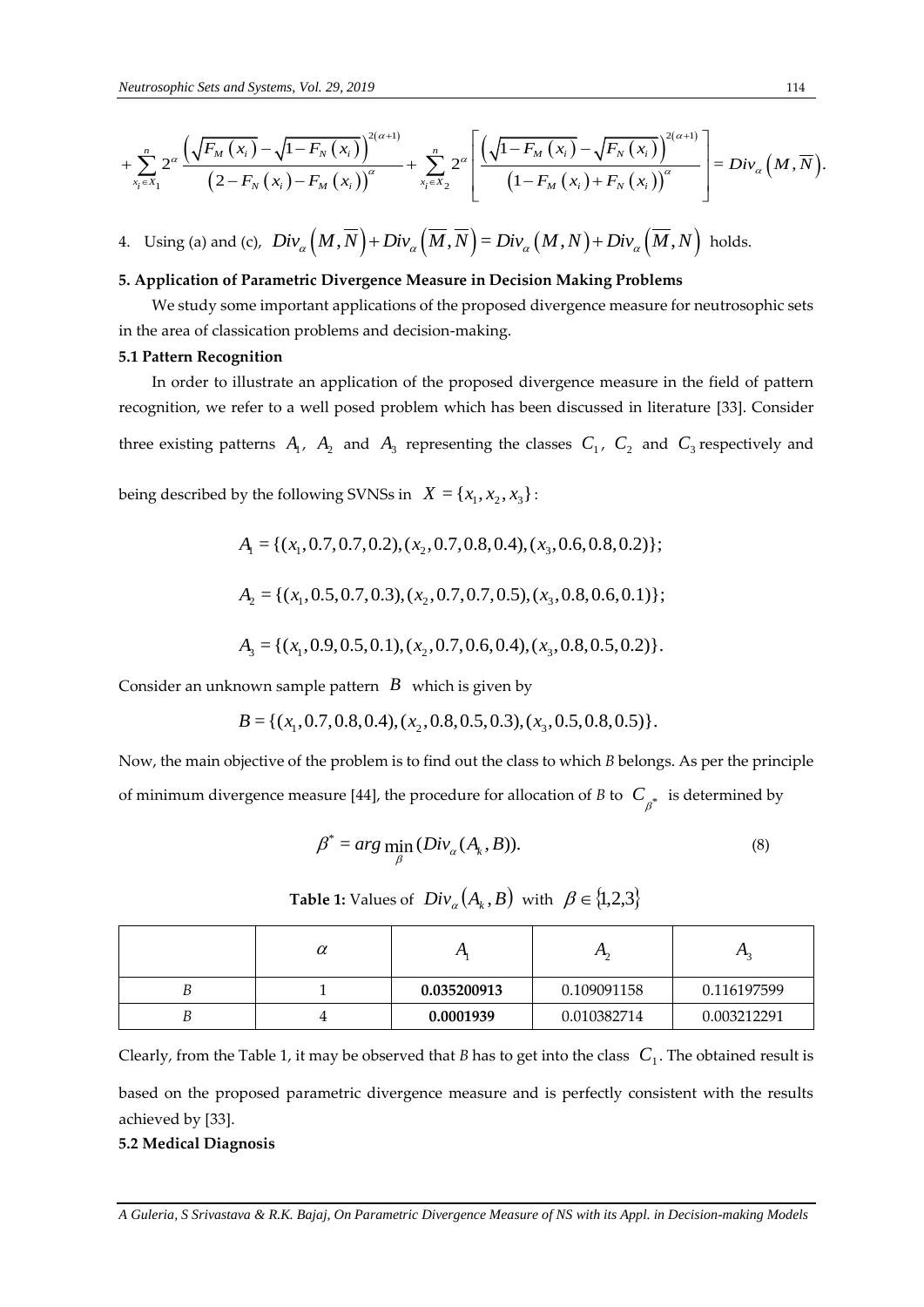$$+\sum_{x_i \in X_1}^{n} 2^{\alpha} \frac{\left(\sqrt{F_M(x_i)} - \sqrt{1-F_N(x_i)}\right)^{2(\alpha+1)}}{\left(2-F_N(x_i)-F_M(x_i)\right)^{\alpha}} + \sum_{x_i \in X_2}^{n} 2^{\alpha} \left[ \frac{\left(\sqrt{1-F_M(x_i)} - \sqrt{F_N(x_i)}\right)^{2(\alpha+1)}}{\left(1-F_M(x_i)+F_N(x_i)\right)^{\alpha}} \right] = Div_{\alpha}\left(M, \overline{N}\right).$$

4. Using (a) and (c), $Div_{\alpha}\left(M, \overline{N}\right) + Div_{\alpha}\left(\overline{M}, \overline{N}\right) = Div_{\alpha}\left(M, N\right) + Div_{\alpha}\left(\overline{M}, N\right)$ holds.

## 5. Application of Parametric Divergence Measure in Decision Making Problems

We study some important applications of the proposed divergence measure for neutrosophic sets in the area of classication problems and decision-making.

### 5.1 Pattern Recognition

In order to illustrate an application of the proposed divergence measure in the field of pattern recognition, we refer to a well posed problem which has been discussed in literature [33]. Consider three existing patterns $A_1$, $A_2$ and $A_3$ representing the classes $C_1$, $C_2$ and $C_3$ respectively and being described by the following SVNSs in $X = \{x_1, x_2, x_3\}$:

$$A_1 = \{(x_1, 0.7, 0.7, 0.2), (x_2, 0.7, 0.8, 0.4), (x_3, 0.6, 0.8, 0.2)\};$$

$$A_2 = \{(x_1, 0.5, 0.7, 0.3), (x_2, 0.7, 0.7, 0.5), (x_3, 0.8, 0.6, 0.1)\};$$

$$A_3 = \{(x_1, 0.9, 0.5, 0.1), (x_2, 0.7, 0.6, 0.4), (x_3, 0.8, 0.5, 0.2)\}.$$

Consider an unknown sample pattern $B$ which is given by

$$B = \{(x_1, 0.7, 0.8, 0.4), (x_2, 0.8, 0.5, 0.3), (x_3, 0.5, 0.8, 0.5)\}.$$

Now, the main objective of the problem is to find out the class to which *B* belongs. As per the principle of minimum divergence measure [44], the procedure for allocation of *B* to $C_{\beta^*}$ is determined by

$$\beta^* = arg \min_{\beta} (Div_{\alpha}(A_k, B)). \tag{8}$$

**Table 1:** Values of $Div_{\alpha}(A_k, B)$ with $\beta \in \{1,2,3\}$

| | $\alpha$ | $A_1$ | $A_2$ | $A_3$ |
|---|---|---|---|---|
| *B* | 1 | **0.035200913** | 0.109091158 | 0.116197599 |
| *B* | 4 | **0.0001939** | 0.010382714 | 0.003212291 |

Clearly, from the Table 1, it may be observed that *B* has to get into the class $C_1$. The obtained result is based on the proposed parametric divergence measure and is perfectly consistent with the results achieved by [33].

### 5.2 Medical Diagnosis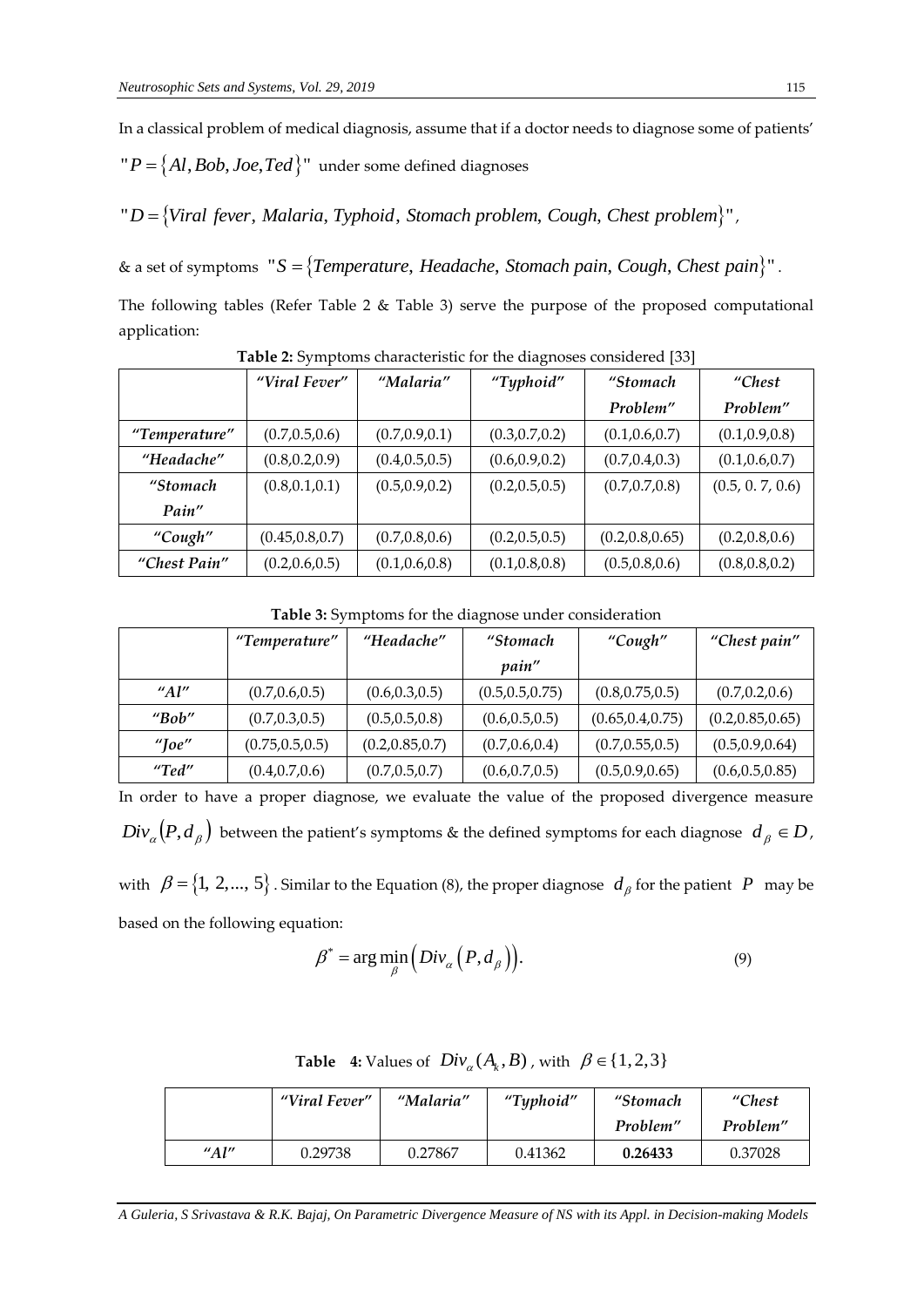In a classical problem of medical diagnosis, assume that if a doctor needs to diagnose some of patients' "$P = \{Al, Bob, Joe, Ted\}$" under some defined diagnoses

"$D = \{Viral\ fever,\ Malaria,\ Typhoid,\ Stomach\ problem,\ Cough,\ Chest\ problem\}$",

& a set of symptoms "$S = \{Temperature,\ Headache,\ Stomach\ pain,\ Cough,\ Chest\ pain\}$".

The following tables (Refer Table 2 & Table 3) serve the purpose of the proposed computational application:

**Table 2:** Symptoms characteristic for the diagnoses considered [33]

| | *"Viral Fever"* | *"Malaria"* | *"Typhoid"* | *"Stomach Problem"* | *"Chest Problem"* |
|---|---|---|---|---|---|
| *"Temperature"* | (0.7,0.5,0.6) | (0.7,0.9,0.1) | (0.3,0.7,0.2) | (0.1,0.6,0.7) | (0.1,0.9,0.8) |
| *"Headache"* | (0.8,0.2,0.9) | (0.4,0.5,0.5) | (0.6,0.9,0.2) | (0.7,0.4,0.3) | (0.1,0.6,0.7) |
| *"Stomach Pain"* | (0.8,0.1,0.1) | (0.5,0.9,0.2) | (0.2,0.5,0.5) | (0.7,0.7,0.8) | (0.5, 0. 7, 0.6) |
| *"Cough"* | (0.45,0.8,0.7) | (0.7,0.8,0.6) | (0.2,0.5,0.5) | (0.2,0.8,0.65) | (0.2,0.8,0.6) |
| *"Chest Pain"* | (0.2,0.6,0.5) | (0.1,0.6,0.8) | (0.1,0.8,0.8) | (0.5,0.8,0.6) | (0.8,0.8,0.2) |

**Table 3:** Symptoms for the diagnose under consideration

| | *"Temperature"* | *"Headache"* | *"Stomach pain"* | *"Cough"* | *"Chest pain"* |
|---|---|---|---|---|---|
| *"Al"* | (0.7,0.6,0.5) | (0.6,0.3,0.5) | (0.5,0.5,0.75) | (0.8,0.75,0.5) | (0.7,0.2,0.6) |
| *"Bob"* | (0.7,0.3,0.5) | (0.5,0.5,0.8) | (0.6,0.5,0.5) | (0.65,0.4,0.75) | (0.2,0.85,0.65) |
| *"Joe"* | (0.75,0.5,0.5) | (0.2,0.85,0.7) | (0.7,0.6,0.4) | (0.7,0.55,0.5) | (0.5,0.9,0.64) |
| *"Ted"* | (0.4,0.7,0.6) | (0.7,0.5,0.7) | (0.6,0.7,0.5) | (0.5,0.9,0.65) | (0.6,0.5,0.85) |

In order to have a proper diagnose, we evaluate the value of the proposed divergence measure $Div_\alpha(P, d_\beta)$ between the patient's symptoms & the defined symptoms for each diagnose $d_\beta \in D$, with $\beta = \{1, 2, ..., 5\}$. Similar to the Equation (8), the proper diagnose $d_\beta$ for the patient $P$ may be based on the following equation:

$$\beta^* = \arg\min_\beta \left( Div_\alpha \left( P, d_\beta \right) \right). \tag{9}$$

**Table 4:** Values of $Div_\alpha(A_k, B)$, with $\beta \in \{1, 2, 3\}$

| | *"Viral Fever"* | *"Malaria"* | *"Typhoid"* | *"Stomach Problem"* | *"Chest Problem"* |
|---|---|---|---|---|---|
| *"Al"* | 0.29738 | 0.27867 | 0.41362 | **0.26433** | 0.37028 |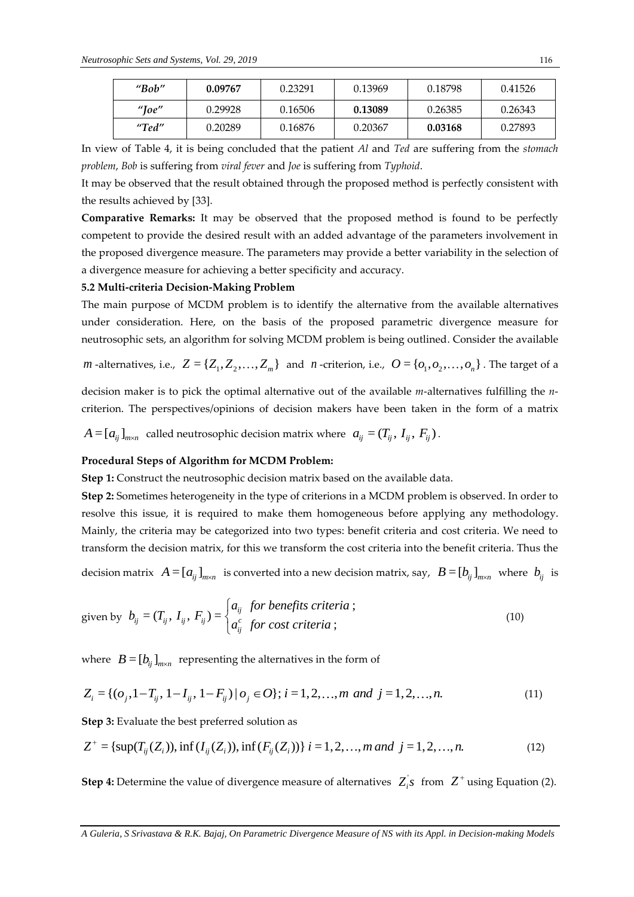| "Bob" | **0.09767** | 0.23291 | 0.13969 | 0.18798 | 0.41526 |
|---|---|---|---|---|---|
| "Joe" | 0.29928 | 0.16506 | **0.13089** | 0.26385 | 0.26343 |
| "Ted" | 0.20289 | 0.16876 | 0.20367 | **0.03168** | 0.27893 |

In view of Table 4, it is being concluded that the patient *Al* and *Ted* are suffering from the *stomach problem*, *Bob* is suffering from *viral fever* and *Joe* is suffering from *Typhoid*.

It may be observed that the result obtained through the proposed method is perfectly consistent with the results achieved by [33].

**Comparative Remarks:** It may be observed that the proposed method is found to be perfectly competent to provide the desired result with an added advantage of the parameters involvement in the proposed divergence measure. The parameters may provide a better variability in the selection of a divergence measure for achieving a better specificity and accuracy.

**5.2 Multi-criteria Decision-Making Problem**

The main purpose of MCDM problem is to identify the alternative from the available alternatives under consideration. Here, on the basis of the proposed parametric divergence measure for neutrosophic sets, an algorithm for solving MCDM problem is being outlined. Consider the available $m$-alternatives, i.e., $Z = \{Z_1, Z_2, \ldots, Z_m\}$ and $n$-criterion, i.e., $O = \{o_1, o_2, \ldots, o_n\}$. The target of a decision maker is to pick the optimal alternative out of the available $m$-alternatives fulfilling the $n$-criterion. The perspectives/opinions of decision makers have been taken in the form of a matrix $A = [a_{ij}]_{m \times n}$ called neutrosophic decision matrix where $a_{ij} = (T_{ij}, I_{ij}, F_{ij})$.

**Procedural Steps of Algorithm for MCDM Problem:**

**Step 1:** Construct the neutrosophic decision matrix based on the available data.

**Step 2:** Sometimes heterogeneity in the type of criterions in a MCDM problem is observed. In order to resolve this issue, it is required to make them homogeneous before applying any methodology. Mainly, the criteria may be categorized into two types: benefit criteria and cost criteria. We need to transform the decision matrix, for this we transform the cost criteria into the benefit criteria. Thus the decision matrix $A = [a_{ij}]_{m \times n}$ is converted into a new decision matrix, say, $B = [b_{ij}]_{m \times n}$ where $b_{ij}$ is given by

$$b_{ij} = (T_{ij}, I_{ij}, F_{ij}) = \begin{cases} a_{ij} & \textit{for benefits criteria}\,; \\ a_{ij}^{c} & \textit{for cost criteria}\,; \end{cases} \tag{10}$$

where $B = [b_{ij}]_{m \times n}$ representing the alternatives in the form of

$$Z_i = \{(o_j, 1 - T_{ij}, 1 - I_{ij}, 1 - F_{ij}) \mid o_j \in O\};\ i = 1, 2, \ldots, m \ \textit{and}\ j = 1, 2, \ldots, n. \tag{11}$$

**Step 3:** Evaluate the best preferred solution as

$$Z^{+} = \{\sup(T_{ij}(Z_i)), \inf(I_{ij}(Z_i)), \inf(F_{ij}(Z_i))\}\ i = 1, 2, \ldots, m \ \textit{and}\ j = 1, 2, \ldots, n. \tag{12}$$

**Step 4:** Determine the value of divergence measure of alternatives $Z_i^{'}s$ from $Z^{+}$ using Equation (2).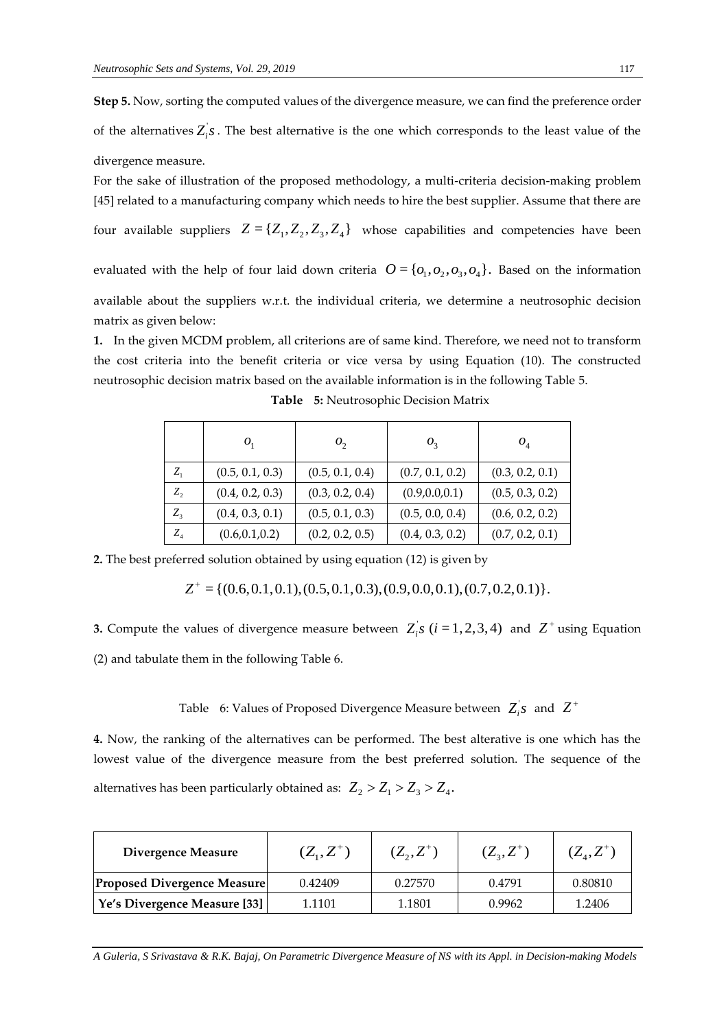**Step 5.** Now, sorting the computed values of the divergence measure, we can find the preference order of the alternatives $Z_i^{'}s$. The best alternative is the one which corresponds to the least value of the divergence measure.

For the sake of illustration of the proposed methodology, a multi-criteria decision-making problem [45] related to a manufacturing company which needs to hire the best supplier. Assume that there are four available suppliers $Z = \{Z_1, Z_2, Z_3, Z_4\}$ whose capabilities and competencies have been evaluated with the help of four laid down criteria $O = \{o_1, o_2, o_3, o_4\}$. Based on the information available about the suppliers w.r.t. the individual criteria, we determine a neutrosophic decision matrix as given below:

**1.** In the given MCDM problem, all criterions are of same kind. Therefore, we need not to transform the cost criteria into the benefit criteria or vice versa by using Equation (10). The constructed neutrosophic decision matrix based on the available information is in the following Table 5.

**Table 5:** Neutrosophic Decision Matrix

| | $o_1$ | $o_2$ | $o_3$ | $o_4$ |
|---|---|---|---|---|
| $Z_1$ | (0.5, 0.1, 0.3) | (0.5, 0.1, 0.4) | (0.7, 0.1, 0.2) | (0.3, 0.2, 0.1) |
| $Z_2$ | (0.4, 0.2, 0.3) | (0.3, 0.2, 0.4) | (0.9,0.0,0.1) | (0.5, 0.3, 0.2) |
| $Z_3$ | (0.4, 0.3, 0.1) | (0.5, 0.1, 0.3) | (0.5, 0.0, 0.4) | (0.6, 0.2, 0.2) |
| $Z_4$ | (0.6,0.1,0.2) | (0.2, 0.2, 0.5) | (0.4, 0.3, 0.2) | (0.7, 0.2, 0.1) |

**2.** The best preferred solution obtained by using equation (12) is given by

$$Z^+ = \{(0.6, 0.1, 0.1), (0.5, 0.1, 0.3), (0.9, 0.0, 0.1), (0.7, 0.2, 0.1)\}.$$

**3.** Compute the values of divergence measure between $Z_i^{'}s$ $(i = 1, 2, 3, 4)$ and $Z^+$ using Equation (2) and tabulate them in the following Table 6.

Table 6: Values of Proposed Divergence Measure between $Z_i^{'}s$ and $Z^+$

| Divergence Measure | $(Z_1, Z^+)$ | $(Z_2, Z^+)$ | $(Z_3, Z^+)$ | $(Z_4, Z^+)$ |
|---|---|---|---|---|
| **Proposed Divergence Measure** | 0.42409 | 0.27570 | 0.4791 | 0.80810 |
| **Ye's Divergence Measure [33]** | 1.1101 | 1.1801 | 0.9962 | 1.2406 |

**4.** Now, the ranking of the alternatives can be performed. The best alterative is one which has the lowest value of the divergence measure from the best preferred solution. The sequence of the alternatives has been particularly obtained as: $Z_2 > Z_1 > Z_3 > Z_4$.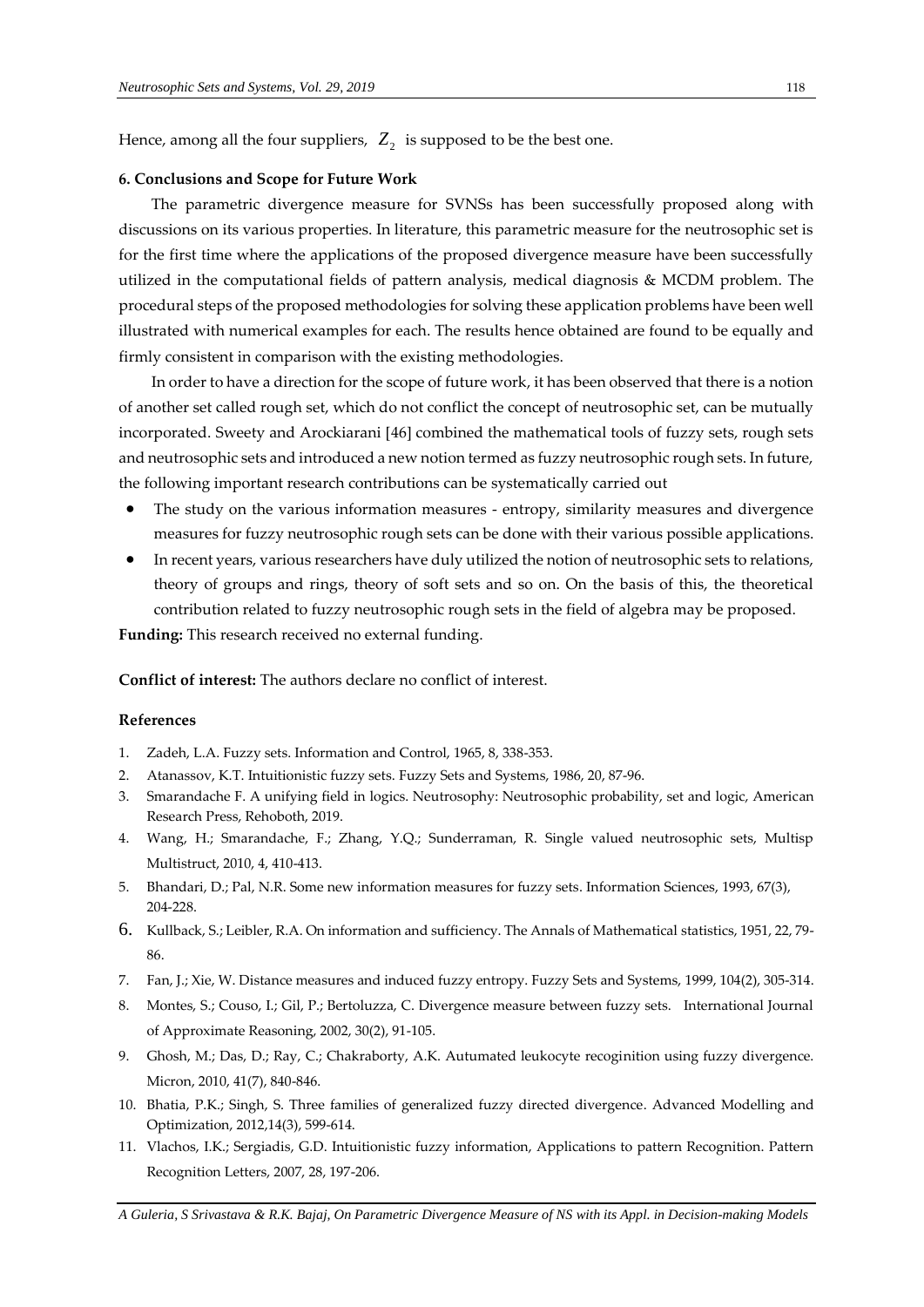Hence, among all the four suppliers, $Z_2$ is supposed to be the best one.

**6. Conclusions and Scope for Future Work**

The parametric divergence measure for SVNSs has been successfully proposed along with discussions on its various properties. In literature, this parametric measure for the neutrosophic set is for the first time where the applications of the proposed divergence measure have been successfully utilized in the computational fields of pattern analysis, medical diagnosis & MCDM problem. The procedural steps of the proposed methodologies for solving these application problems have been well illustrated with numerical examples for each. The results hence obtained are found to be equally and firmly consistent in comparison with the existing methodologies.

In order to have a direction for the scope of future work, it has been observed that there is a notion of another set called rough set, which do not conflict the concept of neutrosophic set, can be mutually incorporated. Sweety and Arockiarani [46] combined the mathematical tools of fuzzy sets, rough sets and neutrosophic sets and introduced a new notion termed as fuzzy neutrosophic rough sets. In future, the following important research contributions can be systematically carried out

- The study on the various information measures - entropy, similarity measures and divergence measures for fuzzy neutrosophic rough sets can be done with their various possible applications.
- In recent years, various researchers have duly utilized the notion of neutrosophic sets to relations, theory of groups and rings, theory of soft sets and so on. On the basis of this, the theoretical contribution related to fuzzy neutrosophic rough sets in the field of algebra may be proposed.

**Funding:** This research received no external funding.

**Conflict of interest:** The authors declare no conflict of interest.

**References**

1. Zadeh, L.A. Fuzzy sets. Information and Control, 1965, 8, 338-353.
2. Atanassov, K.T. Intuitionistic fuzzy sets. Fuzzy Sets and Systems, 1986, 20, 87-96.
3. Smarandache F. A unifying field in logics. Neutrosophy: Neutrosophic probability, set and logic, American Research Press, Rehoboth, 2019.
4. Wang, H.; Smarandache, F.; Zhang, Y.Q.; Sunderraman, R. Single valued neutrosophic sets, Multisp Multistruct, 2010, 4, 410-413.
5. Bhandari, D.; Pal, N.R. Some new information measures for fuzzy sets. Information Sciences, 1993, 67(3), 204-228.
6. Kullback, S.; Leibler, R.A. On information and sufficiency. The Annals of Mathematical statistics, 1951, 22, 79-86.
7. Fan, J.; Xie, W. Distance measures and induced fuzzy entropy. Fuzzy Sets and Systems, 1999, 104(2), 305-314.
8. Montes, S.; Couso, I.; Gil, P.; Bertoluzza, C. Divergence measure between fuzzy sets. International Journal of Approximate Reasoning, 2002, 30(2), 91-105.
9. Ghosh, M.; Das, D.; Ray, C.; Chakraborty, A.K. Autumated leukocyte recoginition using fuzzy divergence. Micron, 2010, 41(7), 840-846.
10. Bhatia, P.K.; Singh, S. Three families of generalized fuzzy directed divergence. Advanced Modelling and Optimization, 2012,14(3), 599-614.
11. Vlachos, I.K.; Sergiadis, G.D. Intuitionistic fuzzy information, Applications to pattern Recognition. Pattern Recognition Letters, 2007, 28, 197-206.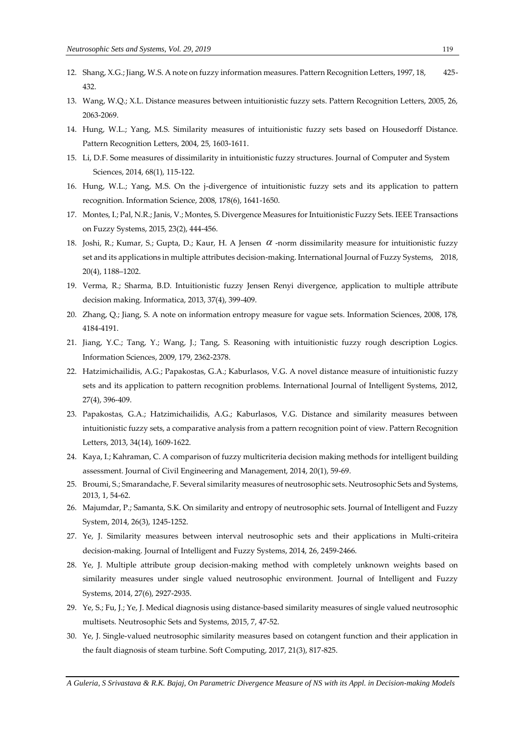12. Shang, X.G.; Jiang, W.S. A note on fuzzy information measures. Pattern Recognition Letters, 1997, 18, 425-432.
13. Wang, W.Q.; X.L. Distance measures between intuitionistic fuzzy sets. Pattern Recognition Letters, 2005, 26, 2063-2069.
14. Hung, W.L.; Yang, M.S. Similarity measures of intuitionistic fuzzy sets based on Housedorff Distance. Pattern Recognition Letters, 2004, 25, 1603-1611.
15. Li, D.F. Some measures of dissimilarity in intuitionistic fuzzy structures. Journal of Computer and System Sciences, 2014, 68(1), 115-122.
16. Hung, W.L.; Yang, M.S. On the j-divergence of intuitionistic fuzzy sets and its application to pattern recognition. Information Science, 2008, 178(6), 1641-1650.
17. Montes, I.; Pal, N.R.; Janis, V.; Montes, S. Divergence Measures for Intuitionistic Fuzzy Sets. IEEE Transactions on Fuzzy Systems, 2015, 23(2), 444-456.
18. Joshi, R.; Kumar, S.; Gupta, D.; Kaur, H. A Jensen $\alpha$ -norm dissimilarity measure for intuitionistic fuzzy set and its applications in multiple attributes decision-making. International Journal of Fuzzy Systems, 2018, 20(4), 1188–1202.
19. Verma, R.; Sharma, B.D. Intuitionistic fuzzy Jensen Renyi divergence, application to multiple attribute decision making. Informatica, 2013, 37(4), 399-409.
20. Zhang, Q.; Jiang, S. A note on information entropy measure for vague sets. Information Sciences, 2008, 178, 4184-4191.
21. Jiang, Y.C.; Tang, Y.; Wang, J.; Tang, S. Reasoning with intuitionistic fuzzy rough description Logics. Information Sciences, 2009, 179, 2362-2378.
22. Hatzimichailidis, A.G.; Papakostas, G.A.; Kaburlasos, V.G. A novel distance measure of intuitionistic fuzzy sets and its application to pattern recognition problems. International Journal of Intelligent Systems, 2012, 27(4), 396-409.
23. Papakostas, G.A.; Hatzimichailidis, A.G.; Kaburlasos, V.G. Distance and similarity measures between intuitionistic fuzzy sets, a comparative analysis from a pattern recognition point of view. Pattern Recognition Letters, 2013, 34(14), 1609-1622.
24. Kaya, I.; Kahraman, C. A comparison of fuzzy multicriteria decision making methods for intelligent building assessment. Journal of Civil Engineering and Management, 2014, 20(1), 59-69.
25. Broumi, S.; Smarandache, F. Several similarity measures of neutrosophic sets. Neutrosophic Sets and Systems, 2013, 1, 54-62.
26. Majumdar, P.; Samanta, S.K. On similarity and entropy of neutrosophic sets. Journal of Intelligent and Fuzzy System, 2014, 26(3), 1245-1252.
27. Ye, J. Similarity measures between interval neutrosophic sets and their applications in Multi-criteira decision-making. Journal of Intelligent and Fuzzy Systems, 2014, 26, 2459-2466.
28. Ye, J. Multiple attribute group decision-making method with completely unknown weights based on similarity measures under single valued neutrosophic environment. Journal of Intelligent and Fuzzy Systems, 2014, 27(6), 2927-2935.
29. Ye, S.; Fu, J.; Ye, J. Medical diagnosis using distance-based similarity measures of single valued neutrosophic multisets. Neutrosophic Sets and Systems, 2015, 7, 47-52.
30. Ye, J. Single-valued neutrosophic similarity measures based on cotangent function and their application in the fault diagnosis of steam turbine. Soft Computing, 2017, 21(3), 817-825.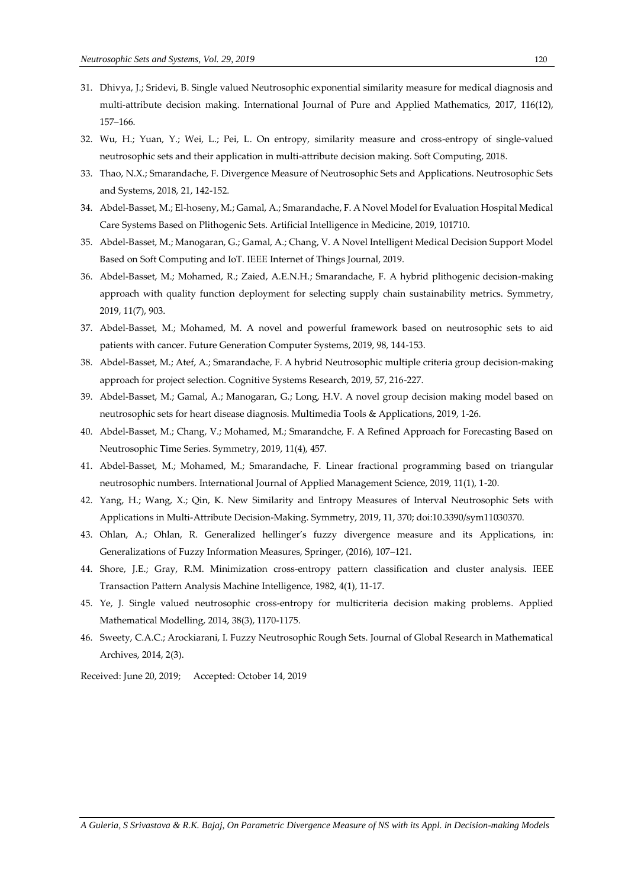31. Dhivya, J.; Sridevi, B. Single valued Neutrosophic exponential similarity measure for medical diagnosis and multi-attribute decision making. International Journal of Pure and Applied Mathematics, 2017, 116(12), 157–166.
32. Wu, H.; Yuan, Y.; Wei, L.; Pei, L. On entropy, similarity measure and cross-entropy of single-valued neutrosophic sets and their application in multi-attribute decision making. Soft Computing, 2018.
33. Thao, N.X.; Smarandache, F. Divergence Measure of Neutrosophic Sets and Applications. Neutrosophic Sets and Systems, 2018, 21, 142-152.
34. Abdel-Basset, M.; El-hoseny, M.; Gamal, A.; Smarandache, F. A Novel Model for Evaluation Hospital Medical Care Systems Based on Plithogenic Sets. Artificial Intelligence in Medicine, 2019, 101710.
35. Abdel-Basset, M.; Manogaran, G.; Gamal, A.; Chang, V. A Novel Intelligent Medical Decision Support Model Based on Soft Computing and IoT. IEEE Internet of Things Journal, 2019.
36. Abdel-Basset, M.; Mohamed, R.; Zaied, A.E.N.H.; Smarandache, F. A hybrid plithogenic decision-making approach with quality function deployment for selecting supply chain sustainability metrics. Symmetry, 2019, 11(7), 903.
37. Abdel-Basset, M.; Mohamed, M. A novel and powerful framework based on neutrosophic sets to aid patients with cancer. Future Generation Computer Systems, 2019, 98, 144-153.
38. Abdel-Basset, M.; Atef, A.; Smarandache, F. A hybrid Neutrosophic multiple criteria group decision-making approach for project selection. Cognitive Systems Research, 2019, 57, 216-227.
39. Abdel-Basset, M.; Gamal, A.; Manogaran, G.; Long, H.V. A novel group decision making model based on neutrosophic sets for heart disease diagnosis. Multimedia Tools & Applications, 2019, 1-26.
40. Abdel-Basset, M.; Chang, V.; Mohamed, M.; Smarandche, F. A Refined Approach for Forecasting Based on Neutrosophic Time Series. Symmetry, 2019, 11(4), 457.
41. Abdel-Basset, M.; Mohamed, M.; Smarandache, F. Linear fractional programming based on triangular neutrosophic numbers. International Journal of Applied Management Science, 2019, 11(1), 1-20.
42. Yang, H.; Wang, X.; Qin, K. New Similarity and Entropy Measures of Interval Neutrosophic Sets with Applications in Multi-Attribute Decision-Making. Symmetry, 2019, 11, 370; doi:10.3390/sym11030370.
43. Ohlan, A.; Ohlan, R. Generalized hellinger's fuzzy divergence measure and its Applications, in: Generalizations of Fuzzy Information Measures, Springer, (2016), 107–121.
44. Shore, J.E.; Gray, R.M. Minimization cross-entropy pattern classification and cluster analysis. IEEE Transaction Pattern Analysis Machine Intelligence, 1982, 4(1), 11-17.
45. Ye, J. Single valued neutrosophic cross-entropy for multicriteria decision making problems. Applied Mathematical Modelling, 2014, 38(3), 1170-1175.
46. Sweety, C.A.C.; Arockiarani, I. Fuzzy Neutrosophic Rough Sets. Journal of Global Research in Mathematical Archives, 2014, 2(3).

Received: June 20, 2019; Accepted: October 14, 2019